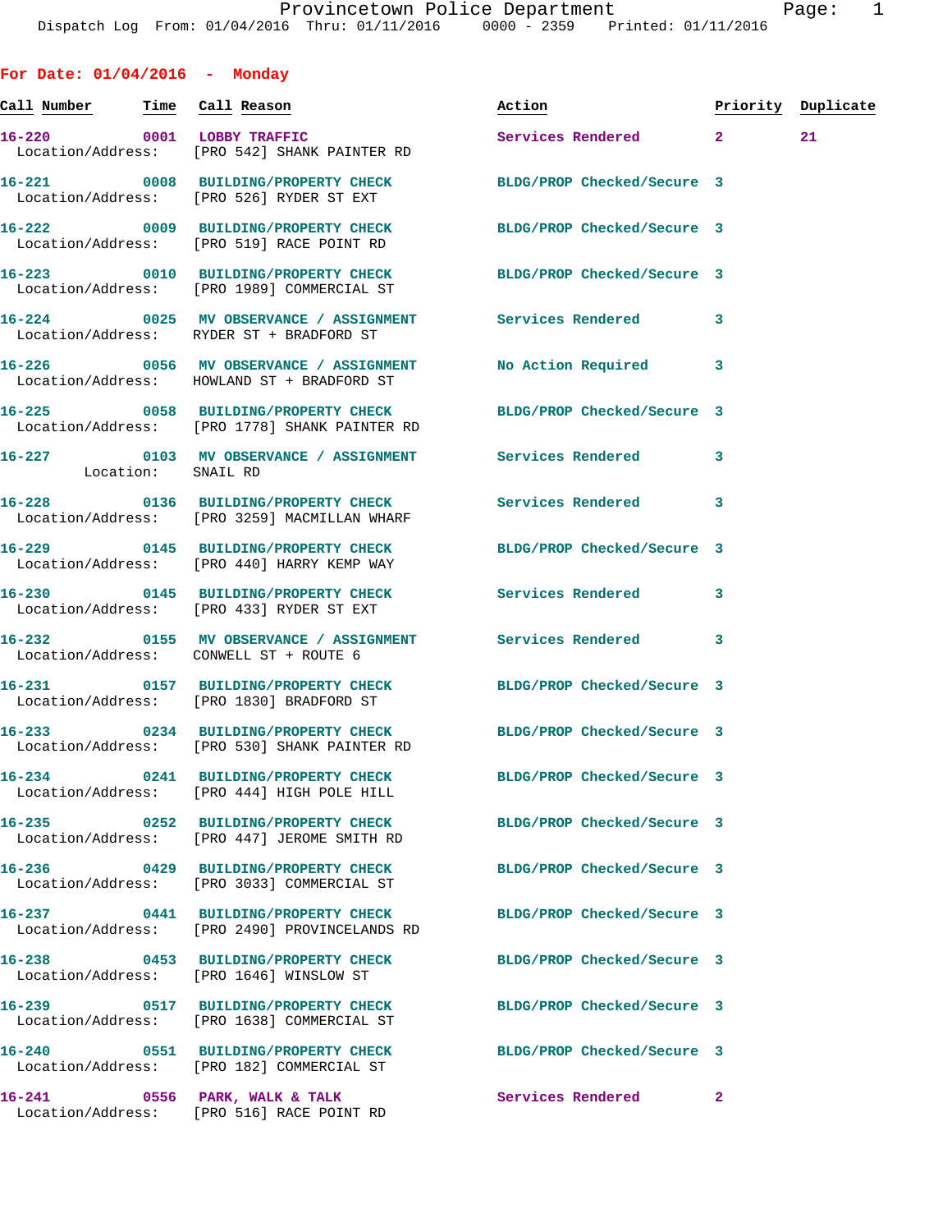Dispatch Log From: 01/04/2016 Thru: 01/11/2016 0000 - 2359 Printed: 01/11/2016

## For Date: 01/04/2016 - Monday

| Call Number | Time | Call Reason | Action | Priority | Duplicate |
|---|---|---|---|---|---|
| 16-220 | 0001 | LOBBY TRAFFIC | Services Rendered | 2 | 21 |
| Location/Address: | | [PRO 542] SHANK PAINTER RD | | | |
| 16-221 | 0008 | BUILDING/PROPERTY CHECK | BLDG/PROP Checked/Secure | 3 | |
| Location/Address: | | [PRO 526] RYDER ST EXT | | | |
| 16-222 | 0009 | BUILDING/PROPERTY CHECK | BLDG/PROP Checked/Secure | 3 | |
| Location/Address: | | [PRO 519] RACE POINT RD | | | |
| 16-223 | 0010 | BUILDING/PROPERTY CHECK | BLDG/PROP Checked/Secure | 3 | |
| Location/Address: | | [PRO 1989] COMMERCIAL ST | | | |
| 16-224 | 0025 | MV OBSERVANCE / ASSIGNMENT | Services Rendered | 3 | |
| Location/Address: | | RYDER ST + BRADFORD ST | | | |
| 16-226 | 0056 | MV OBSERVANCE / ASSIGNMENT | No Action Required | 3 | |
| Location/Address: | | HOWLAND ST + BRADFORD ST | | | |
| 16-225 | 0058 | BUILDING/PROPERTY CHECK | BLDG/PROP Checked/Secure | 3 | |
| Location/Address: | | [PRO 1778] SHANK PAINTER RD | | | |
| 16-227 | 0103 | MV OBSERVANCE / ASSIGNMENT | Services Rendered | 3 | |
| Location: | | SNAIL RD | | | |
| 16-228 | 0136 | BUILDING/PROPERTY CHECK | Services Rendered | 3 | |
| Location/Address: | | [PRO 3259] MACMILLAN WHARF | | | |
| 16-229 | 0145 | BUILDING/PROPERTY CHECK | BLDG/PROP Checked/Secure | 3 | |
| Location/Address: | | [PRO 440] HARRY KEMP WAY | | | |
| 16-230 | 0145 | BUILDING/PROPERTY CHECK | Services Rendered | 3 | |
| Location/Address: | | [PRO 433] RYDER ST EXT | | | |
| 16-232 | 0155 | MV OBSERVANCE / ASSIGNMENT | Services Rendered | 3 | |
| Location/Address: | | CONWELL ST + ROUTE 6 | | | |
| 16-231 | 0157 | BUILDING/PROPERTY CHECK | BLDG/PROP Checked/Secure | 3 | |
| Location/Address: | | [PRO 1830] BRADFORD ST | | | |
| 16-233 | 0234 | BUILDING/PROPERTY CHECK | BLDG/PROP Checked/Secure | 3 | |
| Location/Address: | | [PRO 530] SHANK PAINTER RD | | | |
| 16-234 | 0241 | BUILDING/PROPERTY CHECK | BLDG/PROP Checked/Secure | 3 | |
| Location/Address: | | [PRO 444] HIGH POLE HILL | | | |
| 16-235 | 0252 | BUILDING/PROPERTY CHECK | BLDG/PROP Checked/Secure | 3 | |
| Location/Address: | | [PRO 447] JEROME SMITH RD | | | |
| 16-236 | 0429 | BUILDING/PROPERTY CHECK | BLDG/PROP Checked/Secure | 3 | |
| Location/Address: | | [PRO 3033] COMMERCIAL ST | | | |
| 16-237 | 0441 | BUILDING/PROPERTY CHECK | BLDG/PROP Checked/Secure | 3 | |
| Location/Address: | | [PRO 2490] PROVINCELANDS RD | | | |
| 16-238 | 0453 | BUILDING/PROPERTY CHECK | BLDG/PROP Checked/Secure | 3 | |
| Location/Address: | | [PRO 1646] WINSLOW ST | | | |
| 16-239 | 0517 | BUILDING/PROPERTY CHECK | BLDG/PROP Checked/Secure | 3 | |
| Location/Address: | | [PRO 1638] COMMERCIAL ST | | | |
| 16-240 | 0551 | BUILDING/PROPERTY CHECK | BLDG/PROP Checked/Secure | 3 | |
| Location/Address: | | [PRO 182] COMMERCIAL ST | | | |
| 16-241 | 0556 | PARK, WALK & TALK | Services Rendered | 2 | |
| Location/Address: | | [PRO 516] RACE POINT RD | | | |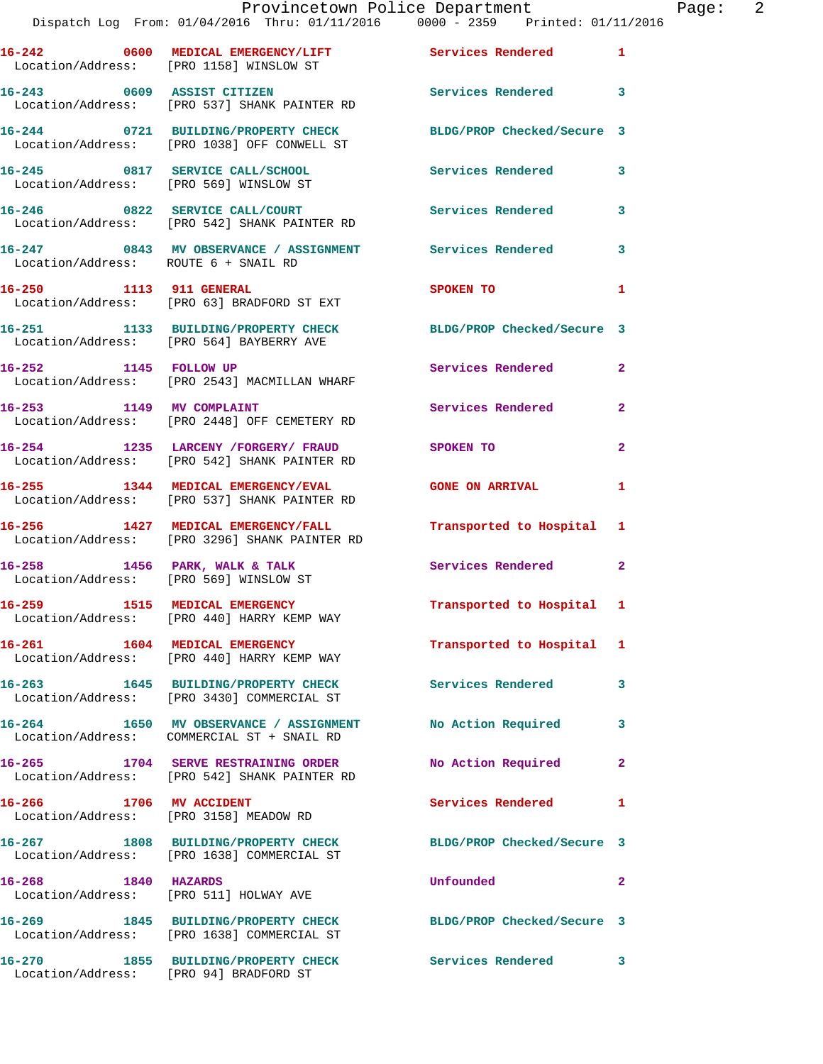16-242 0600 MEDICAL EMERGENCY/LIFT Services Rendered 1
Location/Address: [PRO 1158] WINSLOW ST

16-243 0609 ASSIST CITIZEN Services Rendered 3
Location/Address: [PRO 537] SHANK PAINTER RD

16-244 0721 BUILDING/PROPERTY CHECK BLDG/PROP Checked/Secure 3
Location/Address: [PRO 1038] OFF CONWELL ST

16-245 0817 SERVICE CALL/SCHOOL Services Rendered 3
Location/Address: [PRO 569] WINSLOW ST

16-246 0822 SERVICE CALL/COURT Services Rendered 3
Location/Address: [PRO 542] SHANK PAINTER RD

16-247 0843 MV OBSERVANCE / ASSIGNMENT Services Rendered 3
Location/Address: ROUTE 6 + SNAIL RD

16-250 1113 911 GENERAL SPOKEN TO 1
Location/Address: [PRO 63] BRADFORD ST EXT

16-251 1133 BUILDING/PROPERTY CHECK BLDG/PROP Checked/Secure 3
Location/Address: [PRO 564] BAYBERRY AVE

16-252 1145 FOLLOW UP Services Rendered 2
Location/Address: [PRO 2543] MACMILLAN WHARF

16-253 1149 MV COMPLAINT Services Rendered 2
Location/Address: [PRO 2448] OFF CEMETERY RD

16-254 1235 LARCENY /FORGERY/ FRAUD SPOKEN TO 2
Location/Address: [PRO 542] SHANK PAINTER RD

16-255 1344 MEDICAL EMERGENCY/EVAL GONE ON ARRIVAL 1
Location/Address: [PRO 537] SHANK PAINTER RD

16-256 1427 MEDICAL EMERGENCY/FALL Transported to Hospital 1
Location/Address: [PRO 3296] SHANK PAINTER RD

16-258 1456 PARK, WALK & TALK Services Rendered 2
Location/Address: [PRO 569] WINSLOW ST

16-259 1515 MEDICAL EMERGENCY Transported to Hospital 1
Location/Address: [PRO 440] HARRY KEMP WAY

16-261 1604 MEDICAL EMERGENCY Transported to Hospital 1
Location/Address: [PRO 440] HARRY KEMP WAY

16-263 1645 BUILDING/PROPERTY CHECK Services Rendered 3
Location/Address: [PRO 3430] COMMERCIAL ST

16-264 1650 MV OBSERVANCE / ASSIGNMENT No Action Required 3
Location/Address: COMMERCIAL ST + SNAIL RD

16-265 1704 SERVE RESTRAINING ORDER No Action Required 2
Location/Address: [PRO 542] SHANK PAINTER RD

16-266 1706 MV ACCIDENT Services Rendered 1
Location/Address: [PRO 3158] MEADOW RD

16-267 1808 BUILDING/PROPERTY CHECK BLDG/PROP Checked/Secure 3
Location/Address: [PRO 1638] COMMERCIAL ST

16-268 1840 HAZARDS Unfounded 2
Location/Address: [PRO 511] HOLWAY AVE

16-269 1845 BUILDING/PROPERTY CHECK BLDG/PROP Checked/Secure 3
Location/Address: [PRO 1638] COMMERCIAL ST

16-270 1855 BUILDING/PROPERTY CHECK Services Rendered 3
Location/Address: [PRO 94] BRADFORD ST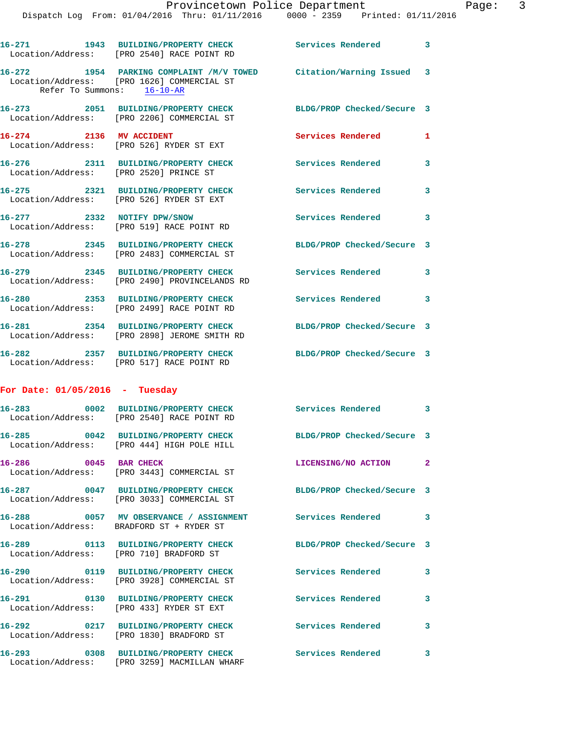16-271 1943 BUILDING/PROPERTY CHECK Services Rendered 3
Location/Address: [PRO 2540] RACE POINT RD

16-272 1954 PARKING COMPLAINT /M/V TOWED Citation/Warning Issued 3
Location/Address: [PRO 1626] COMMERCIAL ST
Refer To Summons: 16-10-AR

16-273 2051 BUILDING/PROPERTY CHECK BLDG/PROP Checked/Secure 3
Location/Address: [PRO 2206] COMMERCIAL ST

16-274 2136 MV ACCIDENT Services Rendered 1
Location/Address: [PRO 526] RYDER ST EXT

16-276 2311 BUILDING/PROPERTY CHECK Services Rendered 3
Location/Address: [PRO 2520] PRINCE ST

16-275 2321 BUILDING/PROPERTY CHECK Services Rendered 3
Location/Address: [PRO 526] RYDER ST EXT

16-277 2332 NOTIFY DPW/SNOW Services Rendered 3
Location/Address: [PRO 519] RACE POINT RD

16-278 2345 BUILDING/PROPERTY CHECK BLDG/PROP Checked/Secure 3
Location/Address: [PRO 2483] COMMERCIAL ST

16-279 2345 BUILDING/PROPERTY CHECK Services Rendered 3
Location/Address: [PRO 2490] PROVINCELANDS RD

16-280 2353 BUILDING/PROPERTY CHECK Services Rendered 3
Location/Address: [PRO 2499] RACE POINT RD

16-281 2354 BUILDING/PROPERTY CHECK BLDG/PROP Checked/Secure 3
Location/Address: [PRO 2898] JEROME SMITH RD

16-282 2357 BUILDING/PROPERTY CHECK BLDG/PROP Checked/Secure 3
Location/Address: [PRO 517] RACE POINT RD

**For Date: 01/05/2016 - Tuesday**

16-283 0002 BUILDING/PROPERTY CHECK Services Rendered 3
Location/Address: [PRO 2540] RACE POINT RD

16-285 0042 BUILDING/PROPERTY CHECK BLDG/PROP Checked/Secure 3
Location/Address: [PRO 444] HIGH POLE HILL

16-286 0045 BAR CHECK LICENSING/NO ACTION 2
Location/Address: [PRO 3443] COMMERCIAL ST

16-287 0047 BUILDING/PROPERTY CHECK BLDG/PROP Checked/Secure 3
Location/Address: [PRO 3033] COMMERCIAL ST

16-288 0057 MV OBSERVANCE / ASSIGNMENT Services Rendered 3
Location/Address: BRADFORD ST + RYDER ST

16-289 0113 BUILDING/PROPERTY CHECK BLDG/PROP Checked/Secure 3
Location/Address: [PRO 710] BRADFORD ST

16-290 0119 BUILDING/PROPERTY CHECK Services Rendered 3
Location/Address: [PRO 3928] COMMERCIAL ST

16-291 0130 BUILDING/PROPERTY CHECK Services Rendered 3
Location/Address: [PRO 433] RYDER ST EXT

16-292 0217 BUILDING/PROPERTY CHECK Services Rendered 3
Location/Address: [PRO 1830] BRADFORD ST

16-293 0308 BUILDING/PROPERTY CHECK Services Rendered 3
Location/Address: [PRO 3259] MACMILLAN WHARF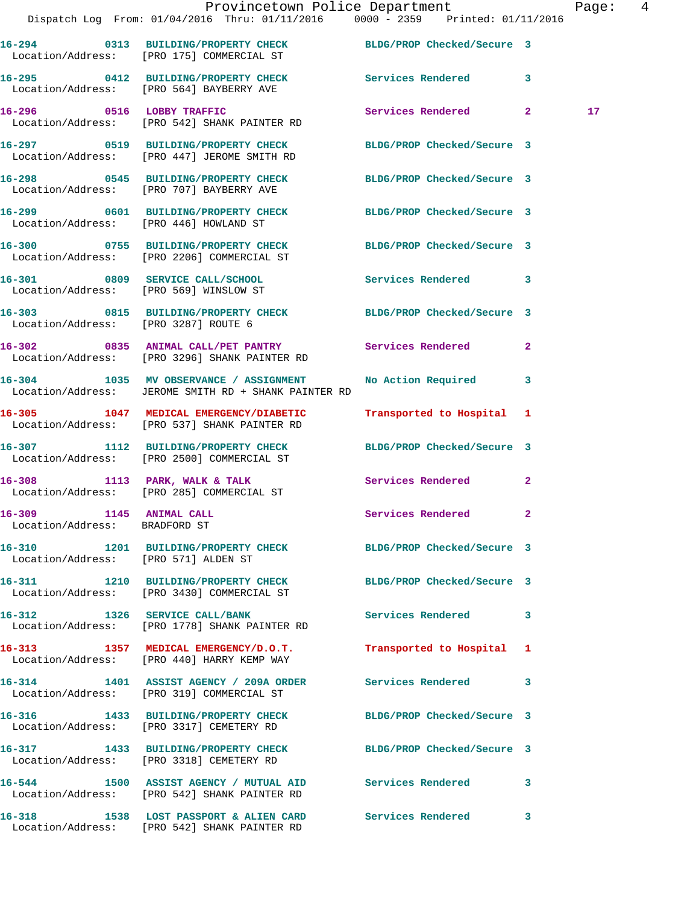| Call # | Time | Call Reason | Action | Priority | |
|---|---|---|---|---|---|
| 16-294 | 0313 | BUILDING/PROPERTY CHECK | BLDG/PROP Checked/Secure | 3 | |
| Location/Address: | | [PRO 175] COMMERCIAL ST | | | |
| 16-295 | 0412 | BUILDING/PROPERTY CHECK | Services Rendered | 3 | |
| Location/Address: | | [PRO 564] BAYBERRY AVE | | | |
| 16-296 | 0516 | LOBBY TRAFFIC | Services Rendered | 2 | 17 |
| Location/Address: | | [PRO 542] SHANK PAINTER RD | | | |
| 16-297 | 0519 | BUILDING/PROPERTY CHECK | BLDG/PROP Checked/Secure | 3 | |
| Location/Address: | | [PRO 447] JEROME SMITH RD | | | |
| 16-298 | 0545 | BUILDING/PROPERTY CHECK | BLDG/PROP Checked/Secure | 3 | |
| Location/Address: | | [PRO 707] BAYBERRY AVE | | | |
| 16-299 | 0601 | BUILDING/PROPERTY CHECK | BLDG/PROP Checked/Secure | 3 | |
| Location/Address: | | [PRO 446] HOWLAND ST | | | |
| 16-300 | 0755 | BUILDING/PROPERTY CHECK | BLDG/PROP Checked/Secure | 3 | |
| Location/Address: | | [PRO 2206] COMMERCIAL ST | | | |
| 16-301 | 0809 | SERVICE CALL/SCHOOL | Services Rendered | 3 | |
| Location/Address: | | [PRO 569] WINSLOW ST | | | |
| 16-303 | 0815 | BUILDING/PROPERTY CHECK | BLDG/PROP Checked/Secure | 3 | |
| Location/Address: | | [PRO 3287] ROUTE 6 | | | |
| 16-302 | 0835 | ANIMAL CALL/PET PANTRY | Services Rendered | 2 | |
| Location/Address: | | [PRO 3296] SHANK PAINTER RD | | | |
| 16-304 | 1035 | MV OBSERVANCE / ASSIGNMENT | No Action Required | 3 | |
| Location/Address: | | JEROME SMITH RD + SHANK PAINTER RD | | | |
| 16-305 | 1047 | MEDICAL EMERGENCY/DIABETIC | Transported to Hospital | 1 | |
| Location/Address: | | [PRO 537] SHANK PAINTER RD | | | |
| 16-307 | 1112 | BUILDING/PROPERTY CHECK | BLDG/PROP Checked/Secure | 3 | |
| Location/Address: | | [PRO 2500] COMMERCIAL ST | | | |
| 16-308 | 1113 | PARK, WALK & TALK | Services Rendered | 2 | |
| Location/Address: | | [PRO 285] COMMERCIAL ST | | | |
| 16-309 | 1145 | ANIMAL CALL | Services Rendered | 2 | |
| Location/Address: | | BRADFORD ST | | | |
| 16-310 | 1201 | BUILDING/PROPERTY CHECK | BLDG/PROP Checked/Secure | 3 | |
| Location/Address: | | [PRO 571] ALDEN ST | | | |
| 16-311 | 1210 | BUILDING/PROPERTY CHECK | BLDG/PROP Checked/Secure | 3 | |
| Location/Address: | | [PRO 3430] COMMERCIAL ST | | | |
| 16-312 | 1326 | SERVICE CALL/BANK | Services Rendered | 3 | |
| Location/Address: | | [PRO 1778] SHANK PAINTER RD | | | |
| 16-313 | 1357 | MEDICAL EMERGENCY/D.O.T. | Transported to Hospital | 1 | |
| Location/Address: | | [PRO 440] HARRY KEMP WAY | | | |
| 16-314 | 1401 | ASSIST AGENCY / 209A ORDER | Services Rendered | 3 | |
| Location/Address: | | [PRO 319] COMMERCIAL ST | | | |
| 16-316 | 1433 | BUILDING/PROPERTY CHECK | BLDG/PROP Checked/Secure | 3 | |
| Location/Address: | | [PRO 3317] CEMETERY RD | | | |
| 16-317 | 1433 | BUILDING/PROPERTY CHECK | BLDG/PROP Checked/Secure | 3 | |
| Location/Address: | | [PRO 3318] CEMETERY RD | | | |
| 16-544 | 1500 | ASSIST AGENCY / MUTUAL AID | Services Rendered | 3 | |
| Location/Address: | | [PRO 542] SHANK PAINTER RD | | | |
| 16-318 | 1538 | LOST PASSPORT & ALIEN CARD | Services Rendered | 3 | |
| Location/Address: | | [PRO 542] SHANK PAINTER RD | | | |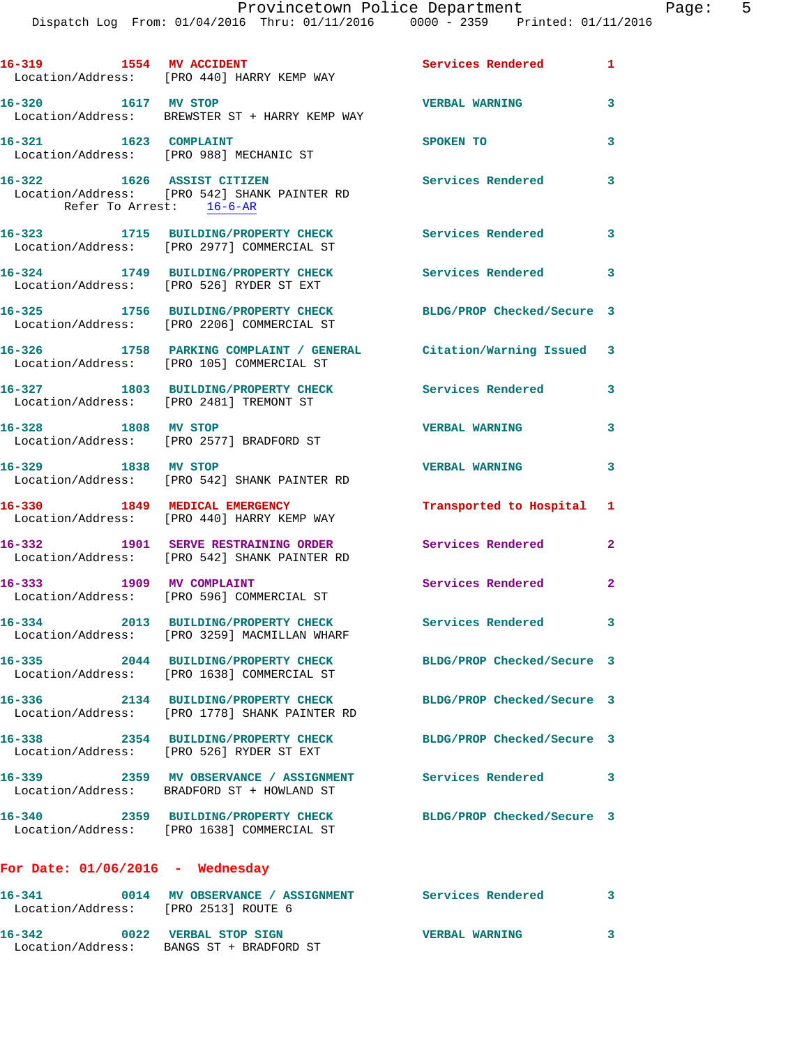16-319 1554 MV ACCIDENT Services Rendered 1
Location/Address: [PRO 440] HARRY KEMP WAY

16-320 1617 MV STOP VERBAL WARNING 3
Location/Address: BREWSTER ST + HARRY KEMP WAY

16-321 1623 COMPLAINT SPOKEN TO 3
Location/Address: [PRO 988] MECHANIC ST

16-322 1626 ASSIST CITIZEN Services Rendered 3
Location/Address: [PRO 542] SHANK PAINTER RD
Refer To Arrest: 16-6-AR

16-323 1715 BUILDING/PROPERTY CHECK Services Rendered 3
Location/Address: [PRO 2977] COMMERCIAL ST

16-324 1749 BUILDING/PROPERTY CHECK Services Rendered 3
Location/Address: [PRO 526] RYDER ST EXT

16-325 1756 BUILDING/PROPERTY CHECK BLDG/PROP Checked/Secure 3
Location/Address: [PRO 2206] COMMERCIAL ST

16-326 1758 PARKING COMPLAINT / GENERAL Citation/Warning Issued 3
Location/Address: [PRO 105] COMMERCIAL ST

16-327 1803 BUILDING/PROPERTY CHECK Services Rendered 3
Location/Address: [PRO 2481] TREMONT ST

16-328 1808 MV STOP VERBAL WARNING 3
Location/Address: [PRO 2577] BRADFORD ST

16-329 1838 MV STOP VERBAL WARNING 3
Location/Address: [PRO 542] SHANK PAINTER RD

16-330 1849 MEDICAL EMERGENCY Transported to Hospital 1
Location/Address: [PRO 440] HARRY KEMP WAY

16-332 1901 SERVE RESTRAINING ORDER Services Rendered 2
Location/Address: [PRO 542] SHANK PAINTER RD

16-333 1909 MV COMPLAINT Services Rendered 2
Location/Address: [PRO 596] COMMERCIAL ST

16-334 2013 BUILDING/PROPERTY CHECK Services Rendered 3
Location/Address: [PRO 3259] MACMILLAN WHARF

16-335 2044 BUILDING/PROPERTY CHECK BLDG/PROP Checked/Secure 3
Location/Address: [PRO 1638] COMMERCIAL ST

16-336 2134 BUILDING/PROPERTY CHECK BLDG/PROP Checked/Secure 3
Location/Address: [PRO 1778] SHANK PAINTER RD

16-338 2354 BUILDING/PROPERTY CHECK BLDG/PROP Checked/Secure 3
Location/Address: [PRO 526] RYDER ST EXT

16-339 2359 MV OBSERVANCE / ASSIGNMENT Services Rendered 3
Location/Address: BRADFORD ST + HOWLAND ST

16-340 2359 BUILDING/PROPERTY CHECK BLDG/PROP Checked/Secure 3
Location/Address: [PRO 1638] COMMERCIAL ST

## For Date: 01/06/2016 - Wednesday

16-341 0014 MV OBSERVANCE / ASSIGNMENT Services Rendered 3
Location/Address: [PRO 2513] ROUTE 6

16-342 0022 VERBAL STOP SIGN VERBAL WARNING 3
Location/Address: BANGS ST + BRADFORD ST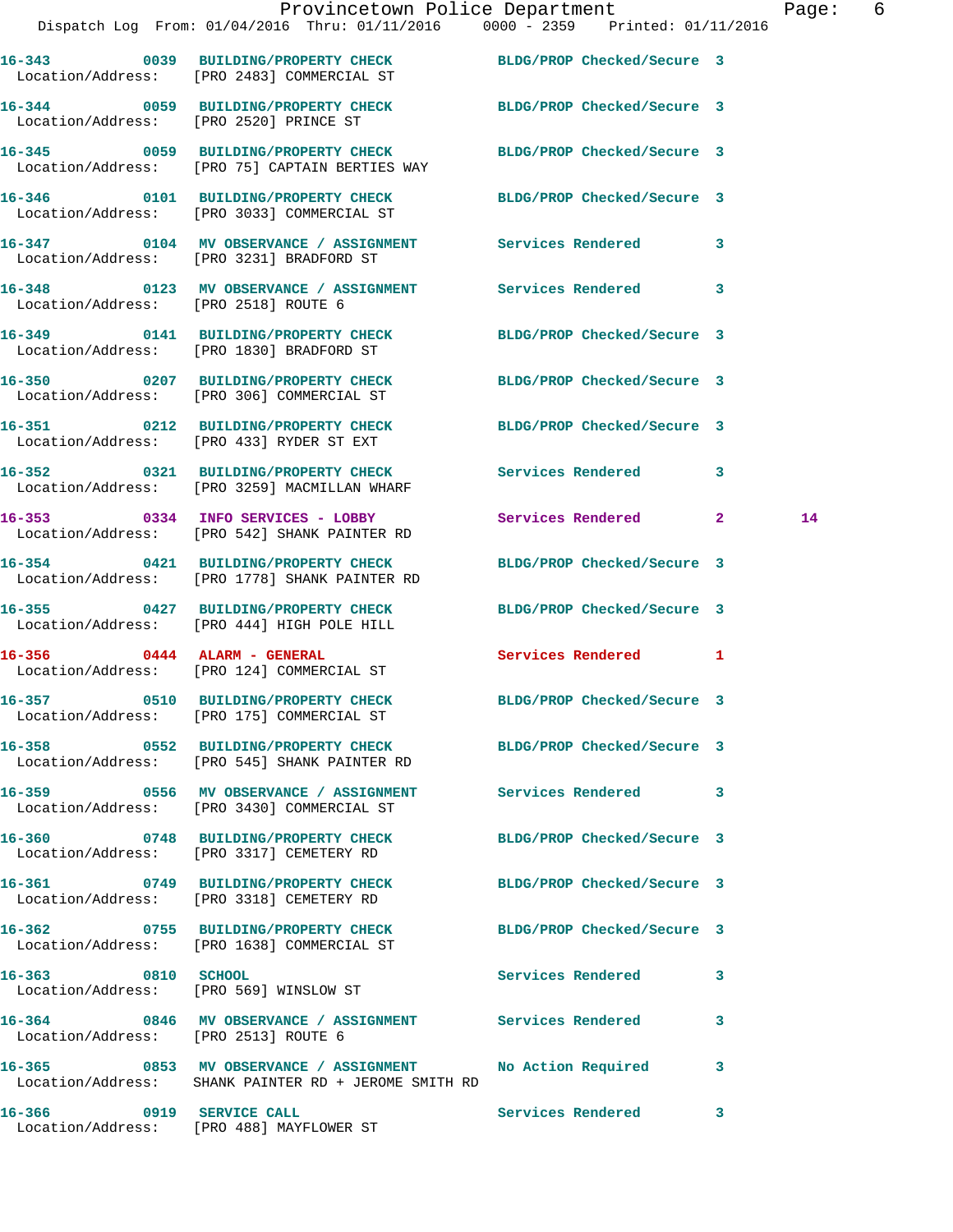Dispatch Log From: 01/04/2016 Thru: 01/11/2016 0000 - 2359 Printed: 01/11/2016

**16-343 0039 BUILDING/PROPERTY CHECK** BLDG/PROP Checked/Secure 3
Location/Address: [PRO 2483] COMMERCIAL ST

**16-344 0059 BUILDING/PROPERTY CHECK** BLDG/PROP Checked/Secure 3
Location/Address: [PRO 2520] PRINCE ST

**16-345 0059 BUILDING/PROPERTY CHECK** BLDG/PROP Checked/Secure 3
Location/Address: [PRO 75] CAPTAIN BERTIES WAY

**16-346 0101 BUILDING/PROPERTY CHECK** BLDG/PROP Checked/Secure 3
Location/Address: [PRO 3033] COMMERCIAL ST

**16-347 0104 MV OBSERVANCE / ASSIGNMENT** Services Rendered 3
Location/Address: [PRO 3231] BRADFORD ST

**16-348 0123 MV OBSERVANCE / ASSIGNMENT** Services Rendered 3
Location/Address: [PRO 2518] ROUTE 6

**16-349 0141 BUILDING/PROPERTY CHECK** BLDG/PROP Checked/Secure 3
Location/Address: [PRO 1830] BRADFORD ST

**16-350 0207 BUILDING/PROPERTY CHECK** BLDG/PROP Checked/Secure 3
Location/Address: [PRO 306] COMMERCIAL ST

**16-351 0212 BUILDING/PROPERTY CHECK** BLDG/PROP Checked/Secure 3
Location/Address: [PRO 433] RYDER ST EXT

**16-352 0321 BUILDING/PROPERTY CHECK** Services Rendered 3
Location/Address: [PRO 3259] MACMILLAN WHARF

**16-353 0334 INFO SERVICES - LOBBY** Services Rendered 2 14
Location/Address: [PRO 542] SHANK PAINTER RD

**16-354 0421 BUILDING/PROPERTY CHECK** BLDG/PROP Checked/Secure 3
Location/Address: [PRO 1778] SHANK PAINTER RD

**16-355 0427 BUILDING/PROPERTY CHECK** BLDG/PROP Checked/Secure 3
Location/Address: [PRO 444] HIGH POLE HILL

**16-356 0444 ALARM - GENERAL** Services Rendered 1
Location/Address: [PRO 124] COMMERCIAL ST

**16-357 0510 BUILDING/PROPERTY CHECK** BLDG/PROP Checked/Secure 3
Location/Address: [PRO 175] COMMERCIAL ST

**16-358 0552 BUILDING/PROPERTY CHECK** BLDG/PROP Checked/Secure 3
Location/Address: [PRO 545] SHANK PAINTER RD

**16-359 0556 MV OBSERVANCE / ASSIGNMENT** Services Rendered 3
Location/Address: [PRO 3430] COMMERCIAL ST

**16-360 0748 BUILDING/PROPERTY CHECK** BLDG/PROP Checked/Secure 3
Location/Address: [PRO 3317] CEMETERY RD

**16-361 0749 BUILDING/PROPERTY CHECK** BLDG/PROP Checked/Secure 3
Location/Address: [PRO 3318] CEMETERY RD

**16-362 0755 BUILDING/PROPERTY CHECK** BLDG/PROP Checked/Secure 3
Location/Address: [PRO 1638] COMMERCIAL ST

**16-363 0810 SCHOOL** Services Rendered 3
Location/Address: [PRO 569] WINSLOW ST

**16-364 0846 MV OBSERVANCE / ASSIGNMENT** Services Rendered 3
Location/Address: [PRO 2513] ROUTE 6

**16-365 0853 MV OBSERVANCE / ASSIGNMENT** No Action Required 3
Location/Address: SHANK PAINTER RD + JEROME SMITH RD

**16-366 0919 SERVICE CALL** Services Rendered 3
Location/Address: [PRO 488] MAYFLOWER ST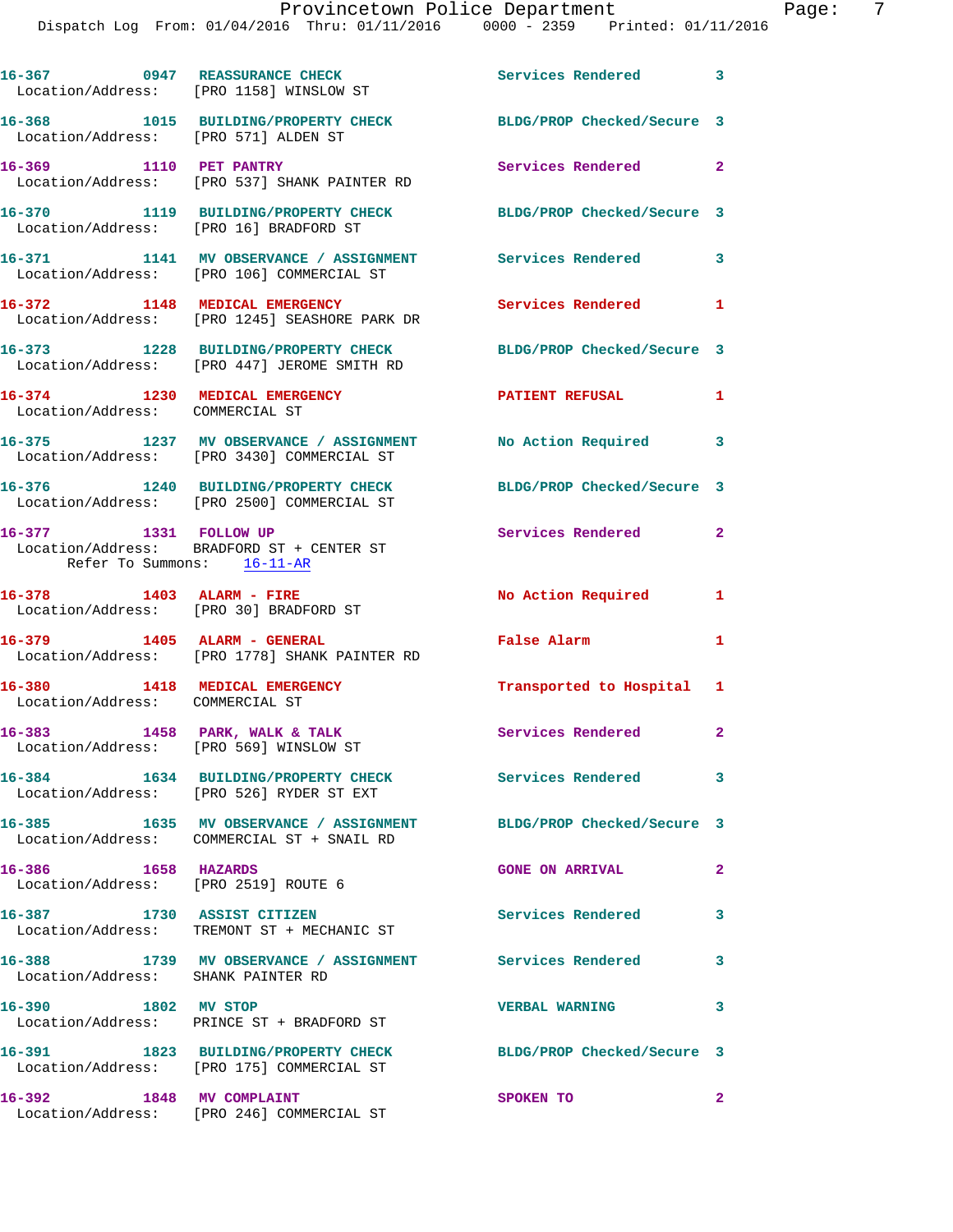| Call # | Time | Call Reason | Action | Priority |
|---|---|---|---|---|
| 16-367 | 0947 | REASSURANCE CHECK | Services Rendered | 3 |
| Location/Address: [PRO 1158] WINSLOW ST | | | | |
| 16-368 | 1015 | BUILDING/PROPERTY CHECK | BLDG/PROP Checked/Secure | 3 |
| Location/Address: [PRO 571] ALDEN ST | | | | |
| 16-369 | 1110 | PET PANTRY | Services Rendered | 2 |
| Location/Address: [PRO 537] SHANK PAINTER RD | | | | |
| 16-370 | 1119 | BUILDING/PROPERTY CHECK | BLDG/PROP Checked/Secure | 3 |
| Location/Address: [PRO 16] BRADFORD ST | | | | |
| 16-371 | 1141 | MV OBSERVANCE / ASSIGNMENT | Services Rendered | 3 |
| Location/Address: [PRO 106] COMMERCIAL ST | | | | |
| 16-372 | 1148 | MEDICAL EMERGENCY | Services Rendered | 1 |
| Location/Address: [PRO 1245] SEASHORE PARK DR | | | | |
| 16-373 | 1228 | BUILDING/PROPERTY CHECK | BLDG/PROP Checked/Secure | 3 |
| Location/Address: [PRO 447] JEROME SMITH RD | | | | |
| 16-374 | 1230 | MEDICAL EMERGENCY | PATIENT REFUSAL | 1 |
| Location/Address: COMMERCIAL ST | | | | |
| 16-375 | 1237 | MV OBSERVANCE / ASSIGNMENT | No Action Required | 3 |
| Location/Address: [PRO 3430] COMMERCIAL ST | | | | |
| 16-376 | 1240 | BUILDING/PROPERTY CHECK | BLDG/PROP Checked/Secure | 3 |
| Location/Address: [PRO 2500] COMMERCIAL ST | | | | |
| 16-377 | 1331 | FOLLOW UP | Services Rendered | 2 |
| Location/Address: BRADFORD ST + CENTER ST | | | | |
| Refer To Summons: 16-11-AR | | | | |
| 16-378 | 1403 | ALARM - FIRE | No Action Required | 1 |
| Location/Address: [PRO 30] BRADFORD ST | | | | |
| 16-379 | 1405 | ALARM - GENERAL | False Alarm | 1 |
| Location/Address: [PRO 1778] SHANK PAINTER RD | | | | |
| 16-380 | 1418 | MEDICAL EMERGENCY | Transported to Hospital | 1 |
| Location/Address: COMMERCIAL ST | | | | |
| 16-383 | 1458 | PARK, WALK & TALK | Services Rendered | 2 |
| Location/Address: [PRO 569] WINSLOW ST | | | | |
| 16-384 | 1634 | BUILDING/PROPERTY CHECK | Services Rendered | 3 |
| Location/Address: [PRO 526] RYDER ST EXT | | | | |
| 16-385 | 1635 | MV OBSERVANCE / ASSIGNMENT | BLDG/PROP Checked/Secure | 3 |
| Location/Address: COMMERCIAL ST + SNAIL RD | | | | |
| 16-386 | 1658 | HAZARDS | GONE ON ARRIVAL | 2 |
| Location/Address: [PRO 2519] ROUTE 6 | | | | |
| 16-387 | 1730 | ASSIST CITIZEN | Services Rendered | 3 |
| Location/Address: TREMONT ST + MECHANIC ST | | | | |
| 16-388 | 1739 | MV OBSERVANCE / ASSIGNMENT | Services Rendered | 3 |
| Location/Address: SHANK PAINTER RD | | | | |
| 16-390 | 1802 | MV STOP | VERBAL WARNING | 3 |
| Location/Address: PRINCE ST + BRADFORD ST | | | | |
| 16-391 | 1823 | BUILDING/PROPERTY CHECK | BLDG/PROP Checked/Secure | 3 |
| Location/Address: [PRO 175] COMMERCIAL ST | | | | |
| 16-392 | 1848 | MV COMPLAINT | SPOKEN TO | 2 |
| Location/Address: [PRO 246] COMMERCIAL ST | | | | |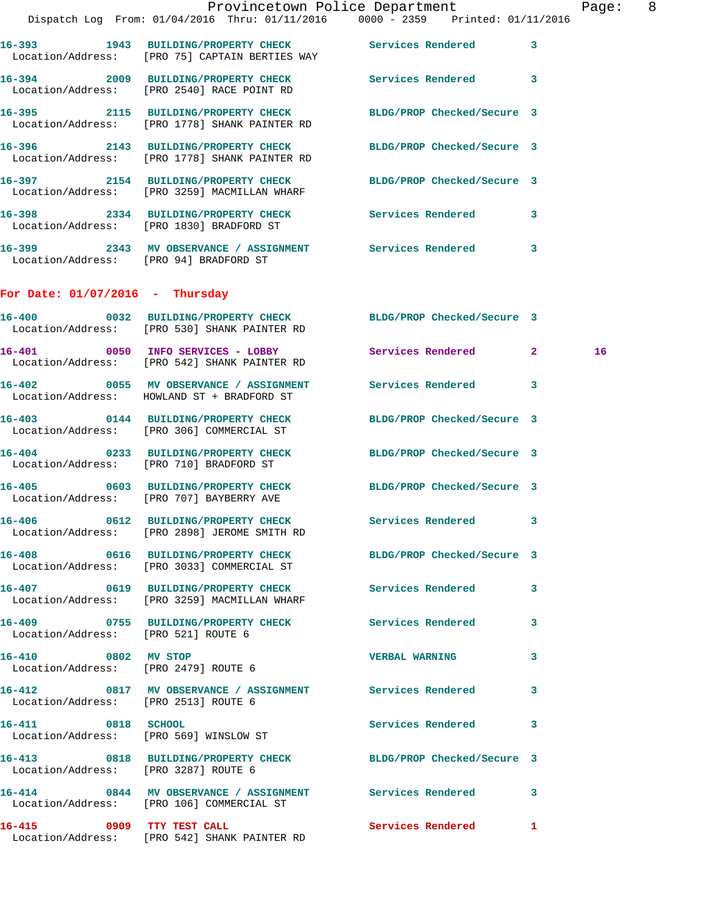16-393 1943 BUILDING/PROPERTY CHECK Services Rendered 3
Location/Address: [PRO 75] CAPTAIN BERTIES WAY

16-394 2009 BUILDING/PROPERTY CHECK Services Rendered 3
Location/Address: [PRO 2540] RACE POINT RD

16-395 2115 BUILDING/PROPERTY CHECK BLDG/PROP Checked/Secure 3
Location/Address: [PRO 1778] SHANK PAINTER RD

16-396 2143 BUILDING/PROPERTY CHECK BLDG/PROP Checked/Secure 3
Location/Address: [PRO 1778] SHANK PAINTER RD

16-397 2154 BUILDING/PROPERTY CHECK BLDG/PROP Checked/Secure 3
Location/Address: [PRO 3259] MACMILLAN WHARF

16-398 2334 BUILDING/PROPERTY CHECK Services Rendered 3
Location/Address: [PRO 1830] BRADFORD ST

16-399 2343 MV OBSERVANCE / ASSIGNMENT Services Rendered 3
Location/Address: [PRO 94] BRADFORD ST

## For Date: 01/07/2016 - Thursday

16-400 0032 BUILDING/PROPERTY CHECK BLDG/PROP Checked/Secure 3
Location/Address: [PRO 530] SHANK PAINTER RD

16-401 0050 INFO SERVICES - LOBBY Services Rendered 2 16
Location/Address: [PRO 542] SHANK PAINTER RD

16-402 0055 MV OBSERVANCE / ASSIGNMENT Services Rendered 3
Location/Address: HOWLAND ST + BRADFORD ST

16-403 0144 BUILDING/PROPERTY CHECK BLDG/PROP Checked/Secure 3
Location/Address: [PRO 306] COMMERCIAL ST

16-404 0233 BUILDING/PROPERTY CHECK BLDG/PROP Checked/Secure 3
Location/Address: [PRO 710] BRADFORD ST

16-405 0603 BUILDING/PROPERTY CHECK BLDG/PROP Checked/Secure 3
Location/Address: [PRO 707] BAYBERRY AVE

16-406 0612 BUILDING/PROPERTY CHECK Services Rendered 3
Location/Address: [PRO 2898] JEROME SMITH RD

16-408 0616 BUILDING/PROPERTY CHECK BLDG/PROP Checked/Secure 3
Location/Address: [PRO 3033] COMMERCIAL ST

16-407 0619 BUILDING/PROPERTY CHECK Services Rendered 3
Location/Address: [PRO 3259] MACMILLAN WHARF

16-409 0755 BUILDING/PROPERTY CHECK Services Rendered 3
Location/Address: [PRO 521] ROUTE 6

16-410 0802 MV STOP VERBAL WARNING 3
Location/Address: [PRO 2479] ROUTE 6

16-412 0817 MV OBSERVANCE / ASSIGNMENT Services Rendered 3
Location/Address: [PRO 2513] ROUTE 6

16-411 0818 SCHOOL Services Rendered 3
Location/Address: [PRO 569] WINSLOW ST

16-413 0818 BUILDING/PROPERTY CHECK BLDG/PROP Checked/Secure 3
Location/Address: [PRO 3287] ROUTE 6

16-414 0844 MV OBSERVANCE / ASSIGNMENT Services Rendered 3
Location/Address: [PRO 106] COMMERCIAL ST

16-415 0909 TTY TEST CALL Services Rendered 1
Location/Address: [PRO 542] SHANK PAINTER RD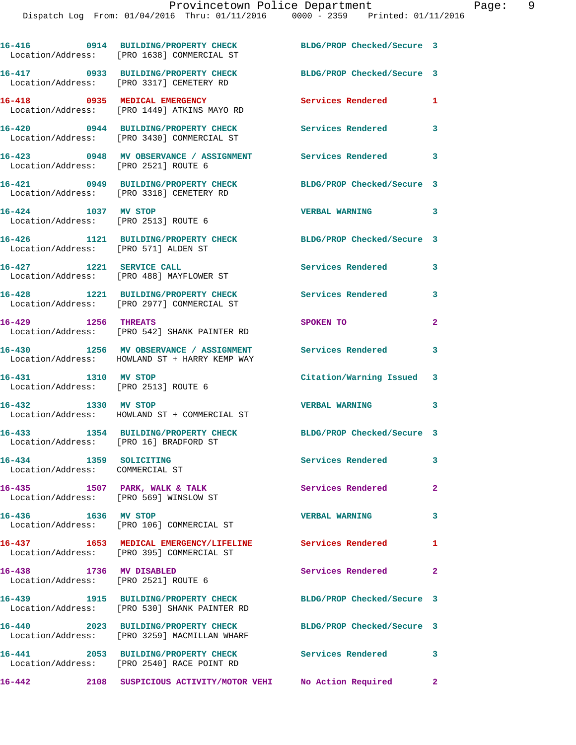16-416 0914 BUILDING/PROPERTY CHECK BLDG/PROP Checked/Secure 3
Location/Address: [PRO 1638] COMMERCIAL ST

16-417 0933 BUILDING/PROPERTY CHECK BLDG/PROP Checked/Secure 3
Location/Address: [PRO 3317] CEMETERY RD

16-418 0935 MEDICAL EMERGENCY Services Rendered 1
Location/Address: [PRO 1449] ATKINS MAYO RD

16-420 0944 BUILDING/PROPERTY CHECK Services Rendered 3
Location/Address: [PRO 3430] COMMERCIAL ST

16-423 0948 MV OBSERVANCE / ASSIGNMENT Services Rendered 3
Location/Address: [PRO 2521] ROUTE 6

16-421 0949 BUILDING/PROPERTY CHECK BLDG/PROP Checked/Secure 3
Location/Address: [PRO 3318] CEMETERY RD

16-424 1037 MV STOP VERBAL WARNING 3
Location/Address: [PRO 2513] ROUTE 6

16-426 1121 BUILDING/PROPERTY CHECK BLDG/PROP Checked/Secure 3
Location/Address: [PRO 571] ALDEN ST

16-427 1221 SERVICE CALL Services Rendered 3
Location/Address: [PRO 488] MAYFLOWER ST

16-428 1221 BUILDING/PROPERTY CHECK Services Rendered 3
Location/Address: [PRO 2977] COMMERCIAL ST

16-429 1256 THREATS SPOKEN TO 2
Location/Address: [PRO 542] SHANK PAINTER RD

16-430 1256 MV OBSERVANCE / ASSIGNMENT Services Rendered 3
Location/Address: HOWLAND ST + HARRY KEMP WAY

16-431 1310 MV STOP Citation/Warning Issued 3
Location/Address: [PRO 2513] ROUTE 6

16-432 1330 MV STOP VERBAL WARNING 3
Location/Address: HOWLAND ST + COMMERCIAL ST

16-433 1354 BUILDING/PROPERTY CHECK BLDG/PROP Checked/Secure 3
Location/Address: [PRO 16] BRADFORD ST

16-434 1359 SOLICITING Services Rendered 3
Location/Address: COMMERCIAL ST

16-435 1507 PARK, WALK & TALK Services Rendered 2
Location/Address: [PRO 569] WINSLOW ST

16-436 1636 MV STOP VERBAL WARNING 3
Location/Address: [PRO 106] COMMERCIAL ST

16-437 1653 MEDICAL EMERGENCY/LIFELINE Services Rendered 1
Location/Address: [PRO 395] COMMERCIAL ST

16-438 1736 MV DISABLED Services Rendered 2
Location/Address: [PRO 2521] ROUTE 6

16-439 1915 BUILDING/PROPERTY CHECK BLDG/PROP Checked/Secure 3
Location/Address: [PRO 530] SHANK PAINTER RD

16-440 2023 BUILDING/PROPERTY CHECK BLDG/PROP Checked/Secure 3
Location/Address: [PRO 3259] MACMILLAN WHARF

16-441 2053 BUILDING/PROPERTY CHECK Services Rendered 3
Location/Address: [PRO 2540] RACE POINT RD

16-442 2108 SUSPICIOUS ACTIVITY/MOTOR VEHI No Action Required 2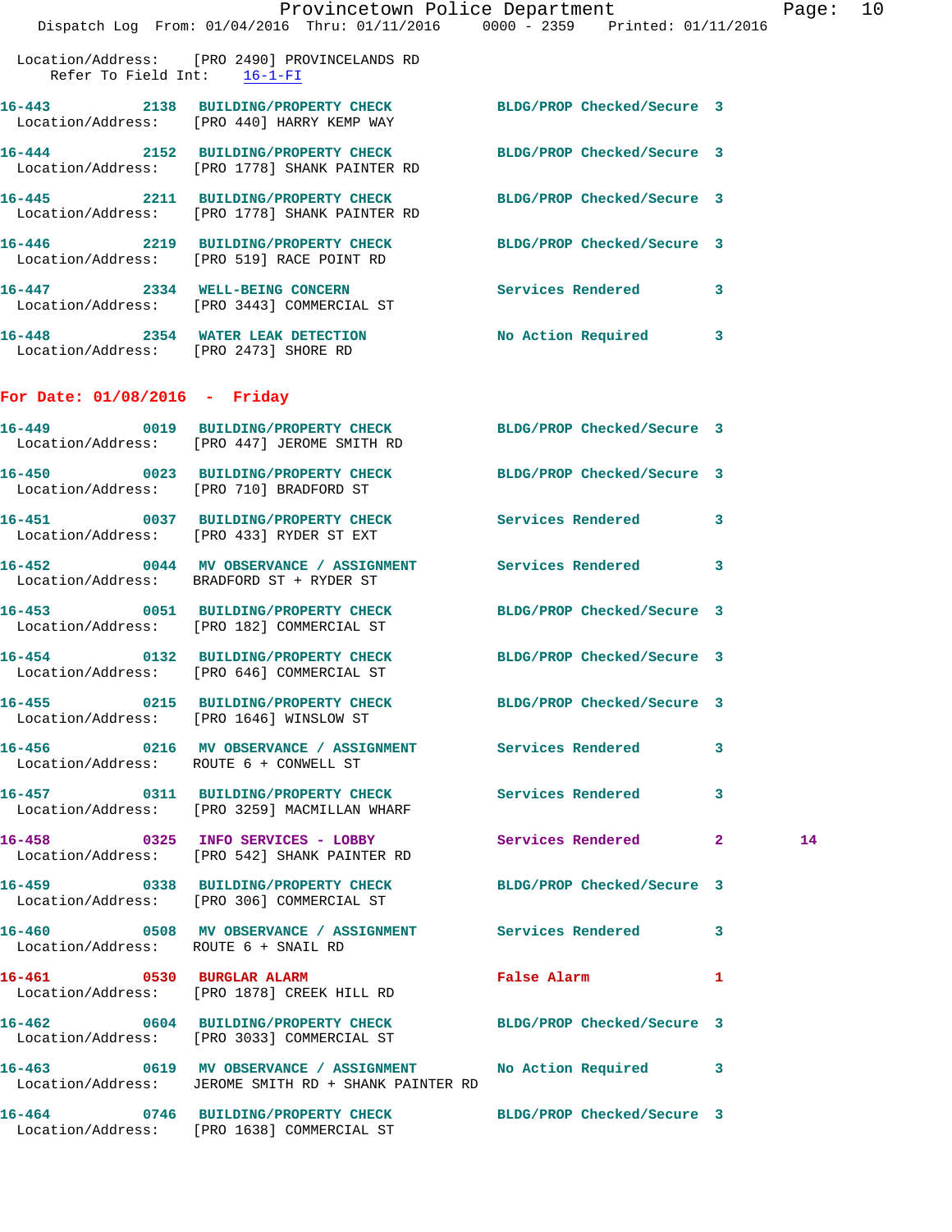Location/Address: [PRO 2490] PROVINCELANDS RD
Refer To Field Int: 16-1-FI

**16-443 2138 BUILDING/PROPERTY CHECK** BLDG/PROP Checked/Secure 3
Location/Address: [PRO 440] HARRY KEMP WAY

**16-444 2152 BUILDING/PROPERTY CHECK** BLDG/PROP Checked/Secure 3
Location/Address: [PRO 1778] SHANK PAINTER RD

**16-445 2211 BUILDING/PROPERTY CHECK** BLDG/PROP Checked/Secure 3
Location/Address: [PRO 1778] SHANK PAINTER RD

**16-446 2219 BUILDING/PROPERTY CHECK** BLDG/PROP Checked/Secure 3
Location/Address: [PRO 519] RACE POINT RD

**16-447 2334 WELL-BEING CONCERN** Services Rendered 3
Location/Address: [PRO 3443] COMMERCIAL ST

**16-448 2354 WATER LEAK DETECTION** No Action Required 3
Location/Address: [PRO 2473] SHORE RD

## For Date: 01/08/2016 - Friday

**16-449 0019 BUILDING/PROPERTY CHECK** BLDG/PROP Checked/Secure 3
Location/Address: [PRO 447] JEROME SMITH RD

**16-450 0023 BUILDING/PROPERTY CHECK** BLDG/PROP Checked/Secure 3
Location/Address: [PRO 710] BRADFORD ST

**16-451 0037 BUILDING/PROPERTY CHECK** Services Rendered 3
Location/Address: [PRO 433] RYDER ST EXT

**16-452 0044 MV OBSERVANCE / ASSIGNMENT** Services Rendered 3
Location/Address: BRADFORD ST + RYDER ST

**16-453 0051 BUILDING/PROPERTY CHECK** BLDG/PROP Checked/Secure 3
Location/Address: [PRO 182] COMMERCIAL ST

**16-454 0132 BUILDING/PROPERTY CHECK** BLDG/PROP Checked/Secure 3
Location/Address: [PRO 646] COMMERCIAL ST

**16-455 0215 BUILDING/PROPERTY CHECK** BLDG/PROP Checked/Secure 3
Location/Address: [PRO 1646] WINSLOW ST

**16-456 0216 MV OBSERVANCE / ASSIGNMENT** Services Rendered 3
Location/Address: ROUTE 6 + CONWELL ST

**16-457 0311 BUILDING/PROPERTY CHECK** Services Rendered 3
Location/Address: [PRO 3259] MACMILLAN WHARF

**16-458 0325 INFO SERVICES - LOBBY** Services Rendered 2 14
Location/Address: [PRO 542] SHANK PAINTER RD

**16-459 0338 BUILDING/PROPERTY CHECK** BLDG/PROP Checked/Secure 3
Location/Address: [PRO 306] COMMERCIAL ST

**16-460 0508 MV OBSERVANCE / ASSIGNMENT** Services Rendered 3
Location/Address: ROUTE 6 + SNAIL RD

**16-461 0530 BURGLAR ALARM** False Alarm 1
Location/Address: [PRO 1878] CREEK HILL RD

**16-462 0604 BUILDING/PROPERTY CHECK** BLDG/PROP Checked/Secure 3
Location/Address: [PRO 3033] COMMERCIAL ST

**16-463 0619 MV OBSERVANCE / ASSIGNMENT** No Action Required 3
Location/Address: JEROME SMITH RD + SHANK PAINTER RD

**16-464 0746 BUILDING/PROPERTY CHECK** BLDG/PROP Checked/Secure 3
Location/Address: [PRO 1638] COMMERCIAL ST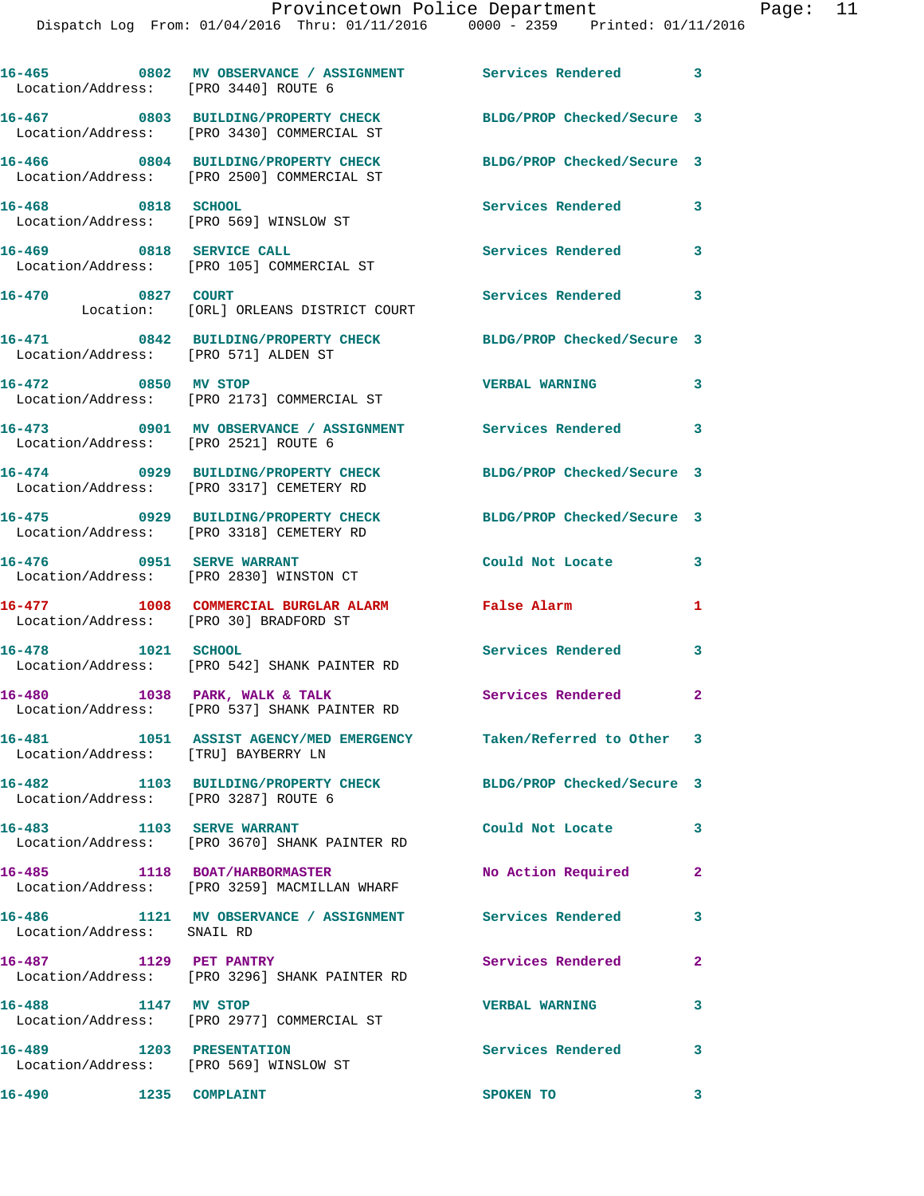16-465 0802 MV OBSERVATION / ASSIGNMENT Services Rendered 3
Location/Address: [PRO 3440] ROUTE 6

16-467 0803 BUILDING/PROPERTY CHECK BLDG/PROP Checked/Secure 3
Location/Address: [PRO 3430] COMMERCIAL ST

16-466 0804 BUILDING/PROPERTY CHECK BLDG/PROP Checked/Secure 3
Location/Address: [PRO 2500] COMMERCIAL ST

16-468 0818 SCHOOL Services Rendered 3
Location/Address: [PRO 569] WINSLOW ST

16-469 0818 SERVICE CALL Services Rendered 3
Location/Address: [PRO 105] COMMERCIAL ST

16-470 0827 COURT Services Rendered 3
Location: [ORL] ORLEANS DISTRICT COURT

16-471 0842 BUILDING/PROPERTY CHECK BLDG/PROP Checked/Secure 3
Location/Address: [PRO 571] ALDEN ST

16-472 0850 MV STOP VERBAL WARNING 3
Location/Address: [PRO 2173] COMMERCIAL ST

16-473 0901 MV OBSERVATION / ASSIGNMENT Services Rendered 3
Location/Address: [PRO 2521] ROUTE 6

16-474 0929 BUILDING/PROPERTY CHECK BLDG/PROP Checked/Secure 3
Location/Address: [PRO 3317] CEMETERY RD

16-475 0929 BUILDING/PROPERTY CHECK BLDG/PROP Checked/Secure 3
Location/Address: [PRO 3318] CEMETERY RD

16-476 0951 SERVE WARRANT Could Not Locate 3
Location/Address: [PRO 2830] WINSTON CT

16-477 1008 COMMERCIAL BURGLAR ALARM False Alarm 1
Location/Address: [PRO 30] BRADFORD ST

16-478 1021 SCHOOL Services Rendered 3
Location/Address: [PRO 542] SHANK PAINTER RD

16-480 1038 PARK, WALK & TALK Services Rendered 2
Location/Address: [PRO 537] SHANK PAINTER RD

16-481 1051 ASSIST AGENCY/MED EMERGENCY Taken/Referred to Other 3
Location/Address: [TRU] BAYBERRY LN

16-482 1103 BUILDING/PROPERTY CHECK BLDG/PROP Checked/Secure 3
Location/Address: [PRO 3287] ROUTE 6

16-483 1103 SERVE WARRANT Could Not Locate 3
Location/Address: [PRO 3670] SHANK PAINTER RD

16-485 1118 BOAT/HARBORMASTER No Action Required 2
Location/Address: [PRO 3259] MACMILLAN WHARF

16-486 1121 MV OBSERVATION / ASSIGNMENT Services Rendered 3
Location/Address: SNAIL RD

16-487 1129 PET PANTRY Services Rendered 2
Location/Address: [PRO 3296] SHANK PAINTER RD

16-488 1147 MV STOP VERBAL WARNING 3
Location/Address: [PRO 2977] COMMERCIAL ST

16-489 1203 PRESENTATION Services Rendered 3
Location/Address: [PRO 569] WINSLOW ST

16-490 1235 COMPLAINT SPOKEN TO 3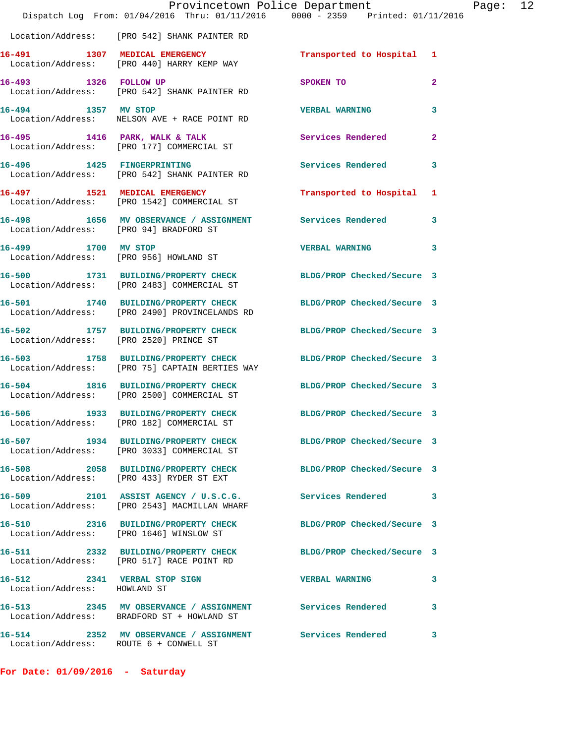Location/Address: [PRO 542] SHANK PAINTER RD

| Call # | Time | Call Type | Disposition | Priority |
|---|---|---|---|---|
| 16-491 | 1307 | MEDICAL EMERGENCY | Transported to Hospital | 1 |
| | | Location/Address: [PRO 440] HARRY KEMP WAY | | |
| 16-493 | 1326 | FOLLOW UP | SPOKEN TO | 2 |
| | | Location/Address: [PRO 542] SHANK PAINTER RD | | |
| 16-494 | 1357 | MV STOP | VERBAL WARNING | 3 |
| | | Location/Address: NELSON AVE + RACE POINT RD | | |
| 16-495 | 1416 | PARK, WALK & TALK | Services Rendered | 2 |
| | | Location/Address: [PRO 177] COMMERCIAL ST | | |
| 16-496 | 1425 | FINGERPRINTING | Services Rendered | 3 |
| | | Location/Address: [PRO 542] SHANK PAINTER RD | | |
| 16-497 | 1521 | MEDICAL EMERGENCY | Transported to Hospital | 1 |
| | | Location/Address: [PRO 1542] COMMERCIAL ST | | |
| 16-498 | 1656 | MV OBSERVANCE / ASSIGNMENT | Services Rendered | 3 |
| | | Location/Address: [PRO 94] BRADFORD ST | | |
| 16-499 | 1700 | MV STOP | VERBAL WARNING | 3 |
| | | Location/Address: [PRO 956] HOWLAND ST | | |
| 16-500 | 1731 | BUILDING/PROPERTY CHECK | BLDG/PROP Checked/Secure | 3 |
| | | Location/Address: [PRO 2483] COMMERCIAL ST | | |
| 16-501 | 1740 | BUILDING/PROPERTY CHECK | BLDG/PROP Checked/Secure | 3 |
| | | Location/Address: [PRO 2490] PROVINCELANDS RD | | |
| 16-502 | 1757 | BUILDING/PROPERTY CHECK | BLDG/PROP Checked/Secure | 3 |
| | | Location/Address: [PRO 2520] PRINCE ST | | |
| 16-503 | 1758 | BUILDING/PROPERTY CHECK | BLDG/PROP Checked/Secure | 3 |
| | | Location/Address: [PRO 75] CAPTAIN BERTIES WAY | | |
| 16-504 | 1816 | BUILDING/PROPERTY CHECK | BLDG/PROP Checked/Secure | 3 |
| | | Location/Address: [PRO 2500] COMMERCIAL ST | | |
| 16-506 | 1933 | BUILDING/PROPERTY CHECK | BLDG/PROP Checked/Secure | 3 |
| | | Location/Address: [PRO 182] COMMERCIAL ST | | |
| 16-507 | 1934 | BUILDING/PROPERTY CHECK | BLDG/PROP Checked/Secure | 3 |
| | | Location/Address: [PRO 3033] COMMERCIAL ST | | |
| 16-508 | 2058 | BUILDING/PROPERTY CHECK | BLDG/PROP Checked/Secure | 3 |
| | | Location/Address: [PRO 433] RYDER ST EXT | | |
| 16-509 | 2101 | ASSIST AGENCY / U.S.C.G. | Services Rendered | 3 |
| | | Location/Address: [PRO 2543] MACMILLAN WHARF | | |
| 16-510 | 2316 | BUILDING/PROPERTY CHECK | BLDG/PROP Checked/Secure | 3 |
| | | Location/Address: [PRO 1646] WINSLOW ST | | |
| 16-511 | 2332 | BUILDING/PROPERTY CHECK | BLDG/PROP Checked/Secure | 3 |
| | | Location/Address: [PRO 517] RACE POINT RD | | |
| 16-512 | 2341 | VERBAL STOP SIGN | VERBAL WARNING | 3 |
| | | Location/Address: HOWLAND ST | | |
| 16-513 | 2345 | MV OBSERVANCE / ASSIGNMENT | Services Rendered | 3 |
| | | Location/Address: BRADFORD ST + HOWLAND ST | | |
| 16-514 | 2352 | MV OBSERVANCE / ASSIGNMENT | Services Rendered | 3 |
| | | Location/Address: ROUTE 6 + CONWELL ST | | |

**For Date: 01/09/2016 - Saturday**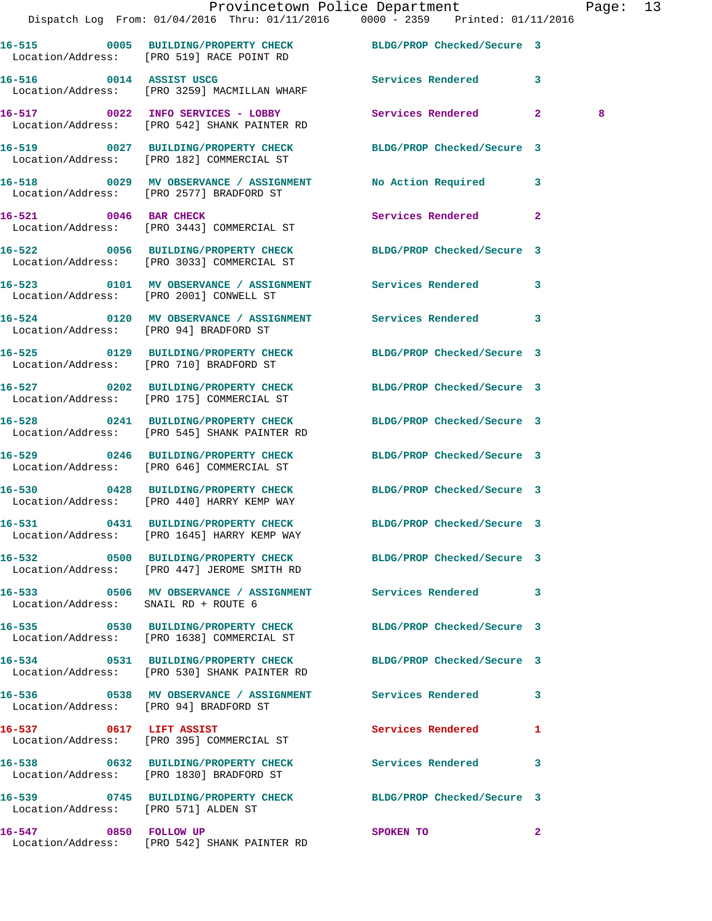| Call # | Time | Call Reason | Action | Priority | |
|---|---|---|---|---|---|
| 16-515 | 0005 | BUILDING/PROPERTY CHECK | BLDG/PROP Checked/Secure | 3 | |
| Location/Address: | | [PRO 519] RACE POINT RD | | | |
| 16-516 | 0014 | ASSIST USCG | Services Rendered | 3 | |
| Location/Address: | | [PRO 3259] MACMILLAN WHARF | | | |
| 16-517 | 0022 | INFO SERVICES - LOBBY | Services Rendered | 2 | 8 |
| Location/Address: | | [PRO 542] SHANK PAINTER RD | | | |
| 16-519 | 0027 | BUILDING/PROPERTY CHECK | BLDG/PROP Checked/Secure | 3 | |
| Location/Address: | | [PRO 182] COMMERCIAL ST | | | |
| 16-518 | 0029 | MV OBSERVANCE / ASSIGNMENT | No Action Required | 3 | |
| Location/Address: | | [PRO 2577] BRADFORD ST | | | |
| 16-521 | 0046 | BAR CHECK | Services Rendered | 2 | |
| Location/Address: | | [PRO 3443] COMMERCIAL ST | | | |
| 16-522 | 0056 | BUILDING/PROPERTY CHECK | BLDG/PROP Checked/Secure | 3 | |
| Location/Address: | | [PRO 3033] COMMERCIAL ST | | | |
| 16-523 | 0101 | MV OBSERVANCE / ASSIGNMENT | Services Rendered | 3 | |
| Location/Address: | | [PRO 2001] CONWELL ST | | | |
| 16-524 | 0120 | MV OBSERVANCE / ASSIGNMENT | Services Rendered | 3 | |
| Location/Address: | | [PRO 94] BRADFORD ST | | | |
| 16-525 | 0129 | BUILDING/PROPERTY CHECK | BLDG/PROP Checked/Secure | 3 | |
| Location/Address: | | [PRO 710] BRADFORD ST | | | |
| 16-527 | 0202 | BUILDING/PROPERTY CHECK | BLDG/PROP Checked/Secure | 3 | |
| Location/Address: | | [PRO 175] COMMERCIAL ST | | | |
| 16-528 | 0241 | BUILDING/PROPERTY CHECK | BLDG/PROP Checked/Secure | 3 | |
| Location/Address: | | [PRO 545] SHANK PAINTER RD | | | |
| 16-529 | 0246 | BUILDING/PROPERTY CHECK | BLDG/PROP Checked/Secure | 3 | |
| Location/Address: | | [PRO 646] COMMERCIAL ST | | | |
| 16-530 | 0428 | BUILDING/PROPERTY CHECK | BLDG/PROP Checked/Secure | 3 | |
| Location/Address: | | [PRO 440] HARRY KEMP WAY | | | |
| 16-531 | 0431 | BUILDING/PROPERTY CHECK | BLDG/PROP Checked/Secure | 3 | |
| Location/Address: | | [PRO 1645] HARRY KEMP WAY | | | |
| 16-532 | 0500 | BUILDING/PROPERTY CHECK | BLDG/PROP Checked/Secure | 3 | |
| Location/Address: | | [PRO 447] JEROME SMITH RD | | | |
| 16-533 | 0506 | MV OBSERVANCE / ASSIGNMENT | Services Rendered | 3 | |
| Location/Address: | | SNAIL RD + ROUTE 6 | | | |
| 16-535 | 0530 | BUILDING/PROPERTY CHECK | BLDG/PROP Checked/Secure | 3 | |
| Location/Address: | | [PRO 1638] COMMERCIAL ST | | | |
| 16-534 | 0531 | BUILDING/PROPERTY CHECK | BLDG/PROP Checked/Secure | 3 | |
| Location/Address: | | [PRO 530] SHANK PAINTER RD | | | |
| 16-536 | 0538 | MV OBSERVANCE / ASSIGNMENT | Services Rendered | 3 | |
| Location/Address: | | [PRO 94] BRADFORD ST | | | |
| 16-537 | 0617 | LIFT ASSIST | Services Rendered | 1 | |
| Location/Address: | | [PRO 395] COMMERCIAL ST | | | |
| 16-538 | 0632 | BUILDING/PROPERTY CHECK | Services Rendered | 3 | |
| Location/Address: | | [PRO 1830] BRADFORD ST | | | |
| 16-539 | 0745 | BUILDING/PROPERTY CHECK | BLDG/PROP Checked/Secure | 3 | |
| Location/Address: | | [PRO 571] ALDEN ST | | | |
| 16-547 | 0850 | FOLLOW UP | SPOKEN TO | 2 | |
| Location/Address: | | [PRO 542] SHANK PAINTER RD | | | |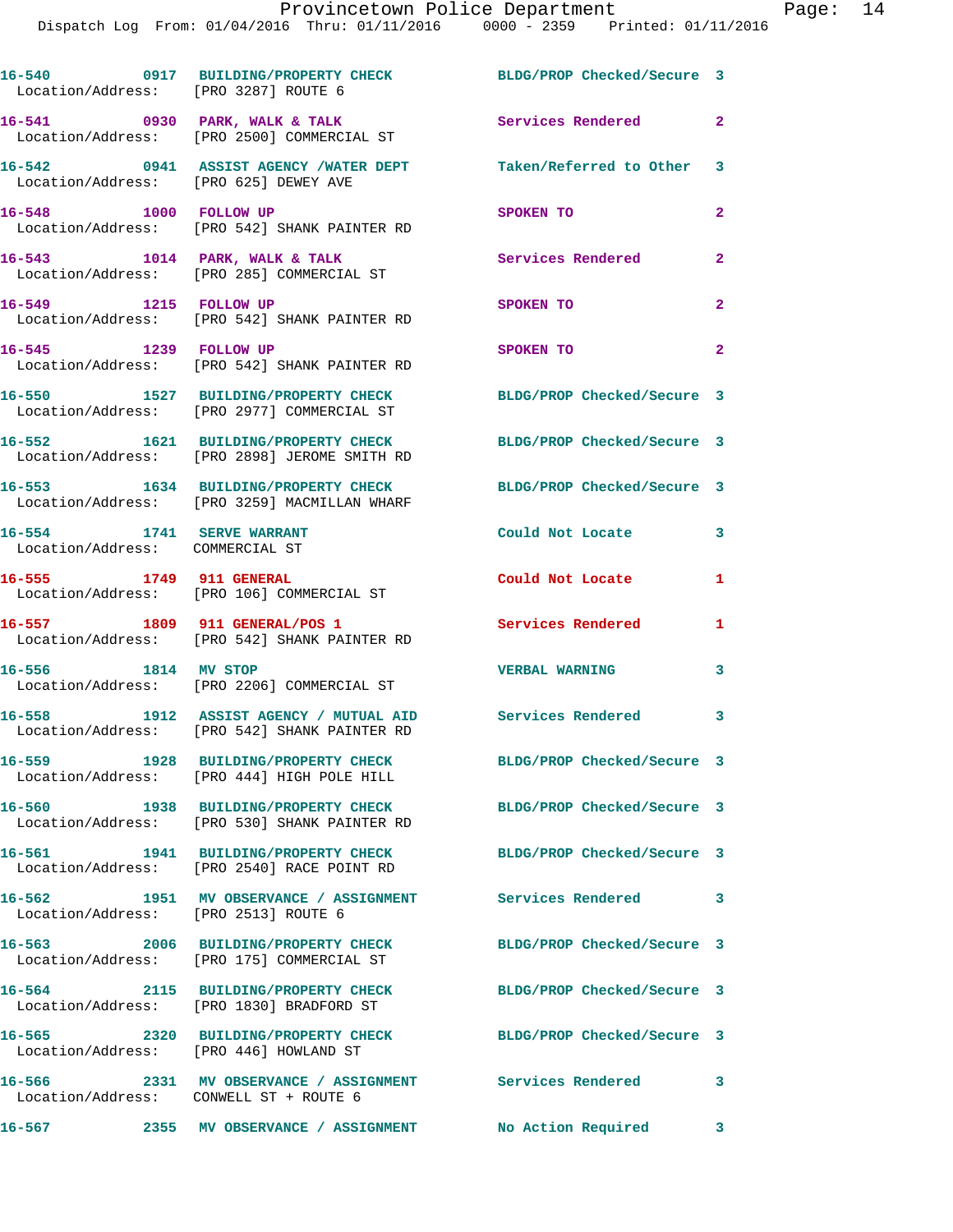16-540 0917 BUILDING/PROPERTY CHECK BLDG/PROP Checked/Secure 3
Location/Address: [PRO 3287] ROUTE 6

16-541 0930 PARK, WALK & TALK Services Rendered 2
Location/Address: [PRO 2500] COMMERCIAL ST

16-542 0941 ASSIST AGENCY /WATER DEPT Taken/Referred to Other 3
Location/Address: [PRO 625] DEWEY AVE

16-548 1000 FOLLOW UP SPOKEN TO 2
Location/Address: [PRO 542] SHANK PAINTER RD

16-543 1014 PARK, WALK & TALK Services Rendered 2
Location/Address: [PRO 285] COMMERCIAL ST

16-549 1215 FOLLOW UP SPOKEN TO 2
Location/Address: [PRO 542] SHANK PAINTER RD

16-545 1239 FOLLOW UP SPOKEN TO 2
Location/Address: [PRO 542] SHANK PAINTER RD

16-550 1527 BUILDING/PROPERTY CHECK BLDG/PROP Checked/Secure 3
Location/Address: [PRO 2977] COMMERCIAL ST

16-552 1621 BUILDING/PROPERTY CHECK BLDG/PROP Checked/Secure 3
Location/Address: [PRO 2898] JEROME SMITH RD

16-553 1634 BUILDING/PROPERTY CHECK BLDG/PROP Checked/Secure 3
Location/Address: [PRO 3259] MACMILLAN WHARF

16-554 1741 SERVE WARRANT Could Not Locate 3
Location/Address: COMMERCIAL ST

16-555 1749 911 GENERAL Could Not Locate 1
Location/Address: [PRO 106] COMMERCIAL ST

16-557 1809 911 GENERAL/POS 1 Services Rendered 1
Location/Address: [PRO 542] SHANK PAINTER RD

16-556 1814 MV STOP VERBAL WARNING 3
Location/Address: [PRO 2206] COMMERCIAL ST

16-558 1912 ASSIST AGENCY / MUTUAL AID Services Rendered 3
Location/Address: [PRO 542] SHANK PAINTER RD

16-559 1928 BUILDING/PROPERTY CHECK BLDG/PROP Checked/Secure 3
Location/Address: [PRO 444] HIGH POLE HILL

16-560 1938 BUILDING/PROPERTY CHECK BLDG/PROP Checked/Secure 3
Location/Address: [PRO 530] SHANK PAINTER RD

16-561 1941 BUILDING/PROPERTY CHECK BLDG/PROP Checked/Secure 3
Location/Address: [PRO 2540] RACE POINT RD

16-562 1951 MV OBSERVATION / ASSIGNMENT Services Rendered 3
Location/Address: [PRO 2513] ROUTE 6

16-563 2006 BUILDING/PROPERTY CHECK BLDG/PROP Checked/Secure 3
Location/Address: [PRO 175] COMMERCIAL ST

16-564 2115 BUILDING/PROPERTY CHECK BLDG/PROP Checked/Secure 3
Location/Address: [PRO 1830] BRADFORD ST

16-565 2320 BUILDING/PROPERTY CHECK BLDG/PROP Checked/Secure 3
Location/Address: [PRO 446] HOWLAND ST

16-566 2331 MV OBSERVATION / ASSIGNMENT Services Rendered 3
Location/Address: CONWELL ST + ROUTE 6

16-567 2355 MV OBSERVATION / ASSIGNMENT No Action Required 3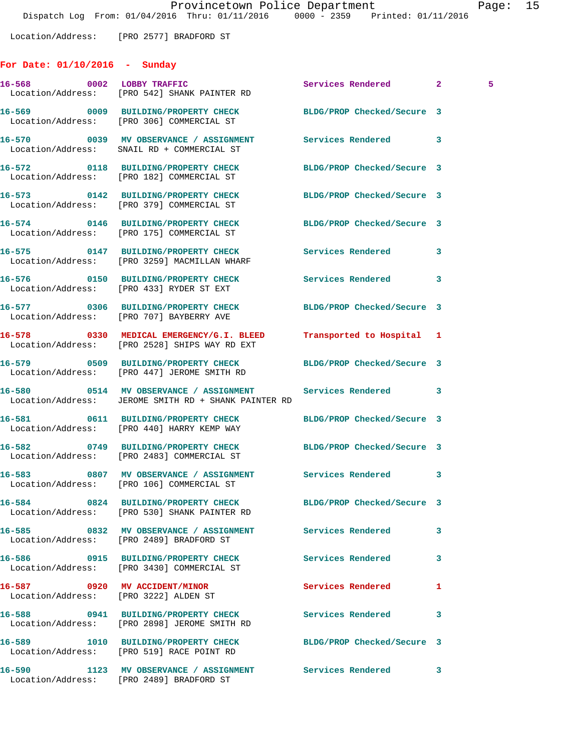Location/Address: [PRO 2577] BRADFORD ST

## For Date: 01/10/2016 - Sunday

| Call # | Time | Call Type | Disposition | Priority | |
|---|---|---|---|---|---|
| 16-568 | 0002 | LOBBY TRAFFIC | Services Rendered | 2 | 5 |
| | | Location/Address: [PRO 542] SHANK PAINTER RD | | | |
| 16-569 | 0009 | BUILDING/PROPERTY CHECK | BLDG/PROP Checked/Secure | 3 | |
| | | Location/Address: [PRO 306] COMMERCIAL ST | | | |
| 16-570 | 0039 | MV OBSERVANCE / ASSIGNMENT | Services Rendered | 3 | |
| | | Location/Address: SNAIL RD + COMMERCIAL ST | | | |
| 16-572 | 0118 | BUILDING/PROPERTY CHECK | BLDG/PROP Checked/Secure | 3 | |
| | | Location/Address: [PRO 182] COMMERCIAL ST | | | |
| 16-573 | 0142 | BUILDING/PROPERTY CHECK | BLDG/PROP Checked/Secure | 3 | |
| | | Location/Address: [PRO 379] COMMERCIAL ST | | | |
| 16-574 | 0146 | BUILDING/PROPERTY CHECK | BLDG/PROP Checked/Secure | 3 | |
| | | Location/Address: [PRO 175] COMMERCIAL ST | | | |
| 16-575 | 0147 | BUILDING/PROPERTY CHECK | Services Rendered | 3 | |
| | | Location/Address: [PRO 3259] MACMILLAN WHARF | | | |
| 16-576 | 0150 | BUILDING/PROPERTY CHECK | Services Rendered | 3 | |
| | | Location/Address: [PRO 433] RYDER ST EXT | | | |
| 16-577 | 0306 | BUILDING/PROPERTY CHECK | BLDG/PROP Checked/Secure | 3 | |
| | | Location/Address: [PRO 707] BAYBERRY AVE | | | |
| 16-578 | 0330 | MEDICAL EMERGENCY/G.I. BLEED | Transported to Hospital | 1 | |
| | | Location/Address: [PRO 2528] SHIPS WAY RD EXT | | | |
| 16-579 | 0509 | BUILDING/PROPERTY CHECK | BLDG/PROP Checked/Secure | 3 | |
| | | Location/Address: [PRO 447] JEROME SMITH RD | | | |
| 16-580 | 0514 | MV OBSERVANCE / ASSIGNMENT | Services Rendered | 3 | |
| | | Location/Address: JEROME SMITH RD + SHANK PAINTER RD | | | |
| 16-581 | 0611 | BUILDING/PROPERTY CHECK | BLDG/PROP Checked/Secure | 3 | |
| | | Location/Address: [PRO 440] HARRY KEMP WAY | | | |
| 16-582 | 0749 | BUILDING/PROPERTY CHECK | BLDG/PROP Checked/Secure | 3 | |
| | | Location/Address: [PRO 2483] COMMERCIAL ST | | | |
| 16-583 | 0807 | MV OBSERVANCE / ASSIGNMENT | Services Rendered | 3 | |
| | | Location/Address: [PRO 106] COMMERCIAL ST | | | |
| 16-584 | 0824 | BUILDING/PROPERTY CHECK | BLDG/PROP Checked/Secure | 3 | |
| | | Location/Address: [PRO 530] SHANK PAINTER RD | | | |
| 16-585 | 0832 | MV OBSERVANCE / ASSIGNMENT | Services Rendered | 3 | |
| | | Location/Address: [PRO 2489] BRADFORD ST | | | |
| 16-586 | 0915 | BUILDING/PROPERTY CHECK | Services Rendered | 3 | |
| | | Location/Address: [PRO 3430] COMMERCIAL ST | | | |
| 16-587 | 0920 | MV ACCIDENT/MINOR | Services Rendered | 1 | |
| | | Location/Address: [PRO 3222] ALDEN ST | | | |
| 16-588 | 0941 | BUILDING/PROPERTY CHECK | Services Rendered | 3 | |
| | | Location/Address: [PRO 2898] JEROME SMITH RD | | | |
| 16-589 | 1010 | BUILDING/PROPERTY CHECK | BLDG/PROP Checked/Secure | 3 | |
| | | Location/Address: [PRO 519] RACE POINT RD | | | |
| 16-590 | 1123 | MV OBSERVANCE / ASSIGNMENT | Services Rendered | 3 | |
| | | Location/Address: [PRO 2489] BRADFORD ST | | | |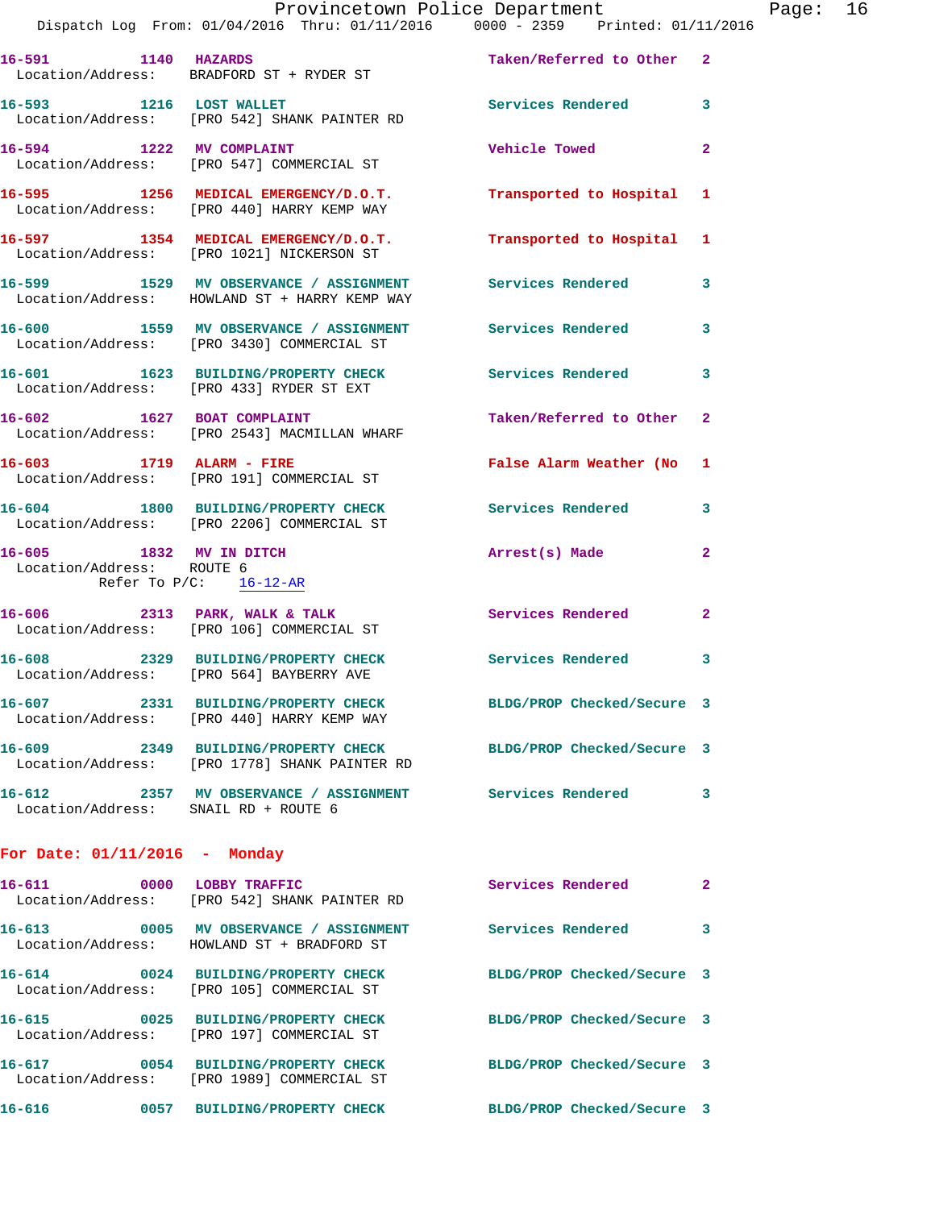16-591 1140 HAZARDS Taken/Referred to Other 2
 Location/Address: BRADFORD ST + RYDER ST

16-593 1216 LOST WALLET Services Rendered 3
 Location/Address: [PRO 542] SHANK PAINTER RD

16-594 1222 MV COMPLAINT Vehicle Towed 2
 Location/Address: [PRO 547] COMMERCIAL ST

16-595 1256 MEDICAL EMERGENCY/D.O.T. Transported to Hospital 1
 Location/Address: [PRO 440] HARRY KEMP WAY

16-597 1354 MEDICAL EMERGENCY/D.O.T. Transported to Hospital 1
 Location/Address: [PRO 1021] NICKERSON ST

16-599 1529 MV OBSERVANCE / ASSIGNMENT Services Rendered 3
 Location/Address: HOWLAND ST + HARRY KEMP WAY

16-600 1559 MV OBSERVANCE / ASSIGNMENT Services Rendered 3
 Location/Address: [PRO 3430] COMMERCIAL ST

16-601 1623 BUILDING/PROPERTY CHECK Services Rendered 3
 Location/Address: [PRO 433] RYDER ST EXT

16-602 1627 BOAT COMPLAINT Taken/Referred to Other 2
 Location/Address: [PRO 2543] MACMILLAN WHARF

16-603 1719 ALARM - FIRE False Alarm Weather (No 1
 Location/Address: [PRO 191] COMMERCIAL ST

16-604 1800 BUILDING/PROPERTY CHECK Services Rendered 3
 Location/Address: [PRO 2206] COMMERCIAL ST

16-605 1832 MV IN DITCH Arrest(s) Made 2
 Location/Address: ROUTE 6
 Refer To P/C: 16-12-AR

16-606 2313 PARK, WALK & TALK Services Rendered 2
 Location/Address: [PRO 106] COMMERCIAL ST

16-608 2329 BUILDING/PROPERTY CHECK Services Rendered 3
 Location/Address: [PRO 564] BAYBERRY AVE

16-607 2331 BUILDING/PROPERTY CHECK BLDG/PROP Checked/Secure 3
 Location/Address: [PRO 440] HARRY KEMP WAY

16-609 2349 BUILDING/PROPERTY CHECK BLDG/PROP Checked/Secure 3
 Location/Address: [PRO 1778] SHANK PAINTER RD

16-612 2357 MV OBSERVANCE / ASSIGNMENT Services Rendered 3
 Location/Address: SNAIL RD + ROUTE 6

## For Date: 01/11/2016 - Monday

16-611 0000 LOBBY TRAFFIC Services Rendered 2
 Location/Address: [PRO 542] SHANK PAINTER RD

16-613 0005 MV OBSERVANCE / ASSIGNMENT Services Rendered 3
 Location/Address: HOWLAND ST + BRADFORD ST

16-614 0024 BUILDING/PROPERTY CHECK BLDG/PROP Checked/Secure 3
 Location/Address: [PRO 105] COMMERCIAL ST

16-615 0025 BUILDING/PROPERTY CHECK BLDG/PROP Checked/Secure 3
 Location/Address: [PRO 197] COMMERCIAL ST

16-617 0054 BUILDING/PROPERTY CHECK BLDG/PROP Checked/Secure 3
 Location/Address: [PRO 1989] COMMERCIAL ST

16-616 0057 BUILDING/PROPERTY CHECK BLDG/PROP Checked/Secure 3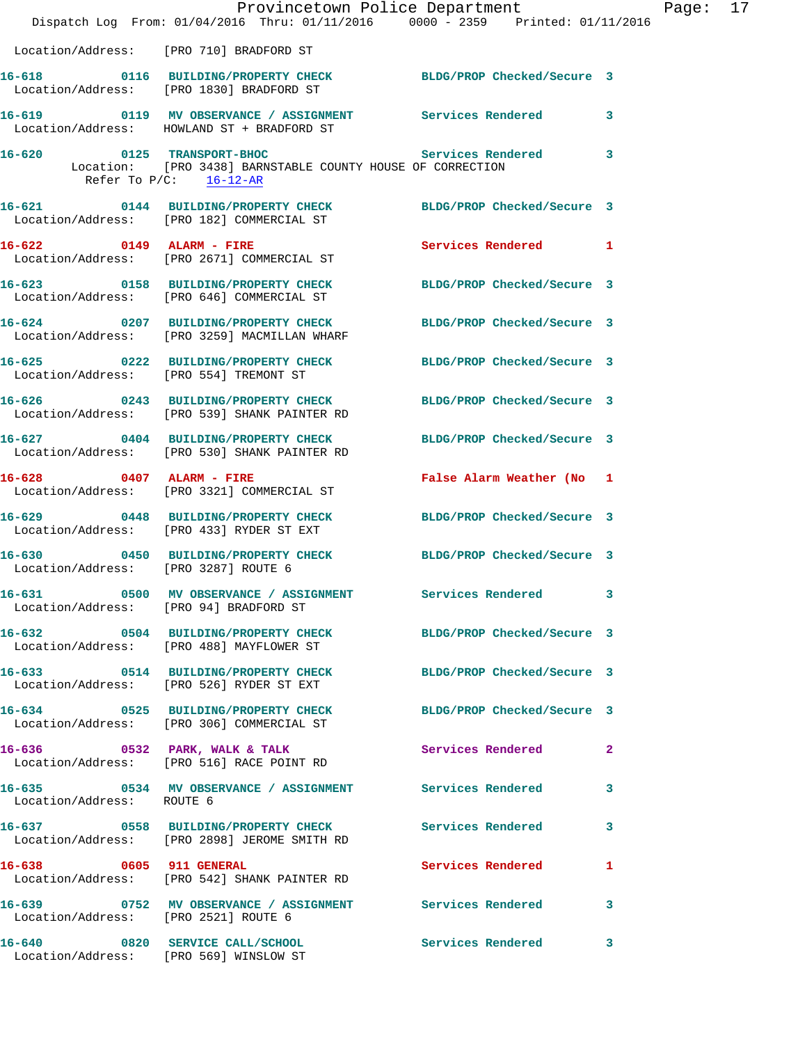Location/Address: [PRO 710] BRADFORD ST

**16-618** 0116 **BUILDING/PROPERTY CHECK** BLDG/PROP Checked/Secure 3
Location/Address: [PRO 1830] BRADFORD ST

**16-619** 0119 **MV OBSERVANCE / ASSIGNMENT** Services Rendered 3
Location/Address: HOWLAND ST + BRADFORD ST

**16-620** 0125 **TRANSPORT-BHOC** Services Rendered 3
Location: [PRO 3438] BARNSTABLE COUNTY HOUSE OF CORRECTION
Refer To P/C: 16-12-AR

**16-621** 0144 **BUILDING/PROPERTY CHECK** BLDG/PROP Checked/Secure 3
Location/Address: [PRO 182] COMMERCIAL ST

**16-622** 0149 **ALARM - FIRE** Services Rendered 1
Location/Address: [PRO 2671] COMMERCIAL ST

**16-623** 0158 **BUILDING/PROPERTY CHECK** BLDG/PROP Checked/Secure 3
Location/Address: [PRO 646] COMMERCIAL ST

**16-624** 0207 **BUILDING/PROPERTY CHECK** BLDG/PROP Checked/Secure 3
Location/Address: [PRO 3259] MACMILLAN WHARF

**16-625** 0222 **BUILDING/PROPERTY CHECK** BLDG/PROP Checked/Secure 3
Location/Address: [PRO 554] TREMONT ST

**16-626** 0243 **BUILDING/PROPERTY CHECK** BLDG/PROP Checked/Secure 3
Location/Address: [PRO 539] SHANK PAINTER RD

**16-627** 0404 **BUILDING/PROPERTY CHECK** BLDG/PROP Checked/Secure 3
Location/Address: [PRO 530] SHANK PAINTER RD

**16-628** 0407 **ALARM - FIRE** False Alarm Weather (No 1
Location/Address: [PRO 3321] COMMERCIAL ST

**16-629** 0448 **BUILDING/PROPERTY CHECK** BLDG/PROP Checked/Secure 3
Location/Address: [PRO 433] RYDER ST EXT

**16-630** 0450 **BUILDING/PROPERTY CHECK** BLDG/PROP Checked/Secure 3
Location/Address: [PRO 3287] ROUTE 6

**16-631** 0500 **MV OBSERVANCE / ASSIGNMENT** Services Rendered 3
Location/Address: [PRO 94] BRADFORD ST

**16-632** 0504 **BUILDING/PROPERTY CHECK** BLDG/PROP Checked/Secure 3
Location/Address: [PRO 488] MAYFLOWER ST

**16-633** 0514 **BUILDING/PROPERTY CHECK** BLDG/PROP Checked/Secure 3
Location/Address: [PRO 526] RYDER ST EXT

**16-634** 0525 **BUILDING/PROPERTY CHECK** BLDG/PROP Checked/Secure 3
Location/Address: [PRO 306] COMMERCIAL ST

**16-636** 0532 **PARK, WALK & TALK** Services Rendered 2
Location/Address: [PRO 516] RACE POINT RD

**16-635** 0534 **MV OBSERVANCE / ASSIGNMENT** Services Rendered 3
Location/Address: ROUTE 6

**16-637** 0558 **BUILDING/PROPERTY CHECK** Services Rendered 3
Location/Address: [PRO 2898] JEROME SMITH RD

**16-638** 0605 **911 GENERAL** Services Rendered 1
Location/Address: [PRO 542] SHANK PAINTER RD

**16-639** 0752 **MV OBSERVANCE / ASSIGNMENT** Services Rendered 3
Location/Address: [PRO 2521] ROUTE 6

**16-640** 0820 **SERVICE CALL/SCHOOL** Services Rendered 3
Location/Address: [PRO 569] WINSLOW ST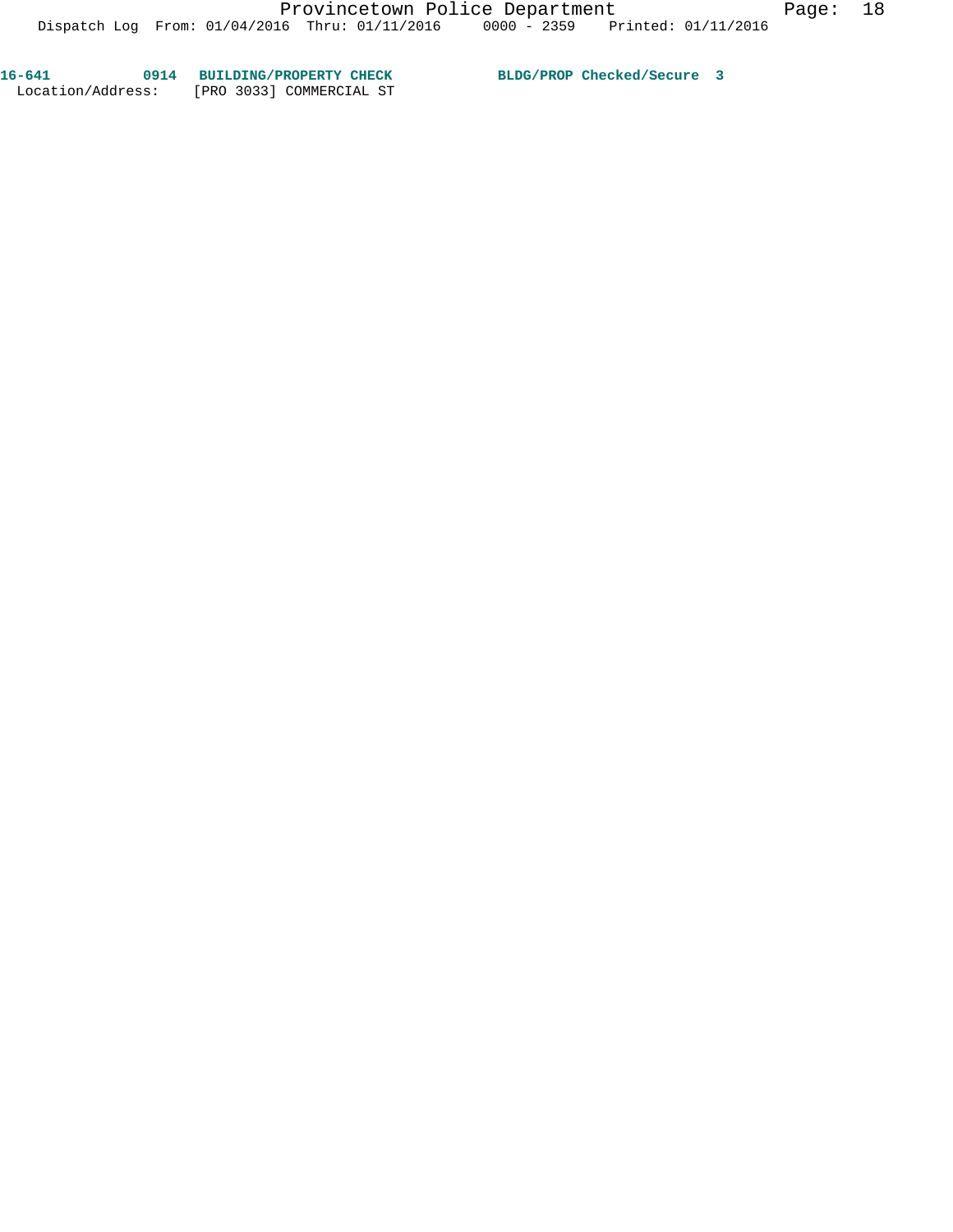**16-641 0914 BUILDING/PROPERTY CHECK BLDG/PROP Checked/Secure 3**

Location/Address: [PRO 3033] COMMERCIAL ST